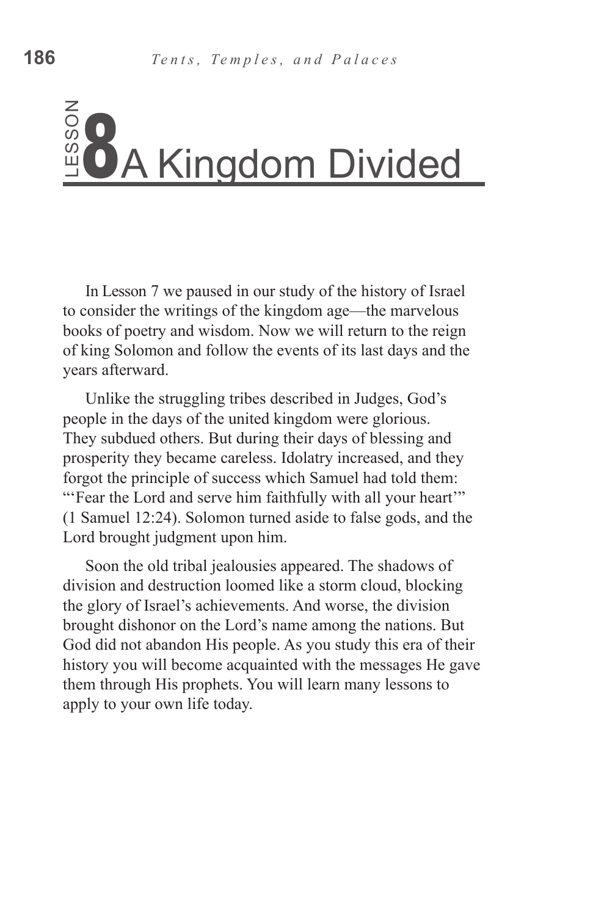# LESSON 8 A Kingdom Divided

In Lesson 7 we paused in our study of the history of Israel to consider the writings of the kingdom age—the marvelous books of poetry and wisdom. Now we will return to the reign of king Solomon and follow the events of its last days and the years afterward.

Unlike the struggling tribes described in Judges, God's people in the days of the united kingdom were glorious. They subdued others. But during their days of blessing and prosperity they became careless. Idolatry increased, and they forgot the principle of success which Samuel had told them: "'Fear the Lord and serve him faithfully with all your heart'" (1 Samuel 12:24). Solomon turned aside to false gods, and the Lord brought judgment upon him.

Soon the old tribal jealousies appeared. The shadows of division and destruction loomed like a storm cloud, blocking the glory of Israel's achievements. And worse, the division brought dishonor on the Lord's name among the nations. But God did not abandon His people. As you study this era of their history you will become acquainted with the messages He gave them through His prophets. You will learn many lessons to apply to your own life today.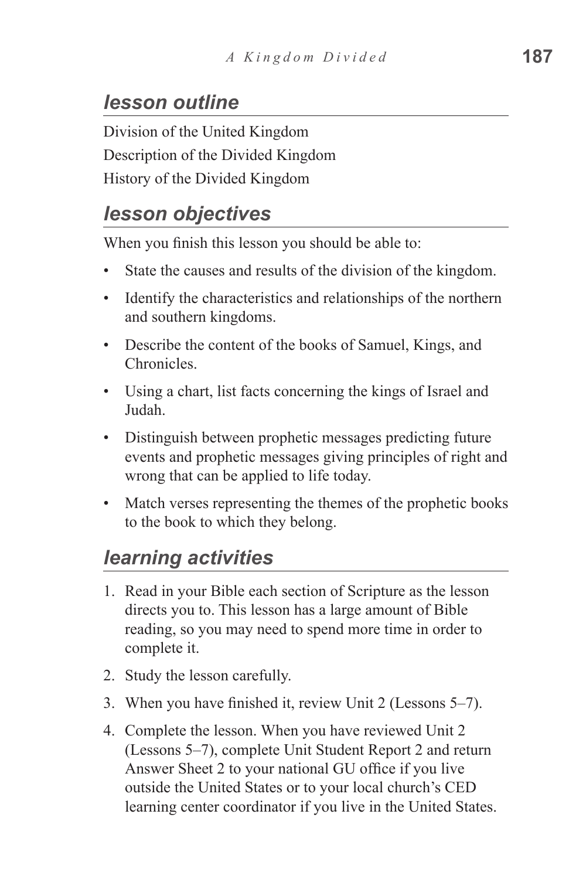## *lesson outline*

Division of the United Kingdom

Description of the Divided Kingdom

History of the Divided Kingdom

## *lesson objectives*

When you finish this lesson you should be able to:

- State the causes and results of the division of the kingdom.
- Identify the characteristics and relationships of the northern and southern kingdoms.
- Describe the content of the books of Samuel, Kings, and Chronicles.
- Using a chart, list facts concerning the kings of Israel and Judah.
- Distinguish between prophetic messages predicting future events and prophetic messages giving principles of right and wrong that can be applied to life today.
- Match verses representing the themes of the prophetic books to the book to which they belong.

## *learning activities*

1. Read in your Bible each section of Scripture as the lesson directs you to. This lesson has a large amount of Bible reading, so you may need to spend more time in order to complete it.
2. Study the lesson carefully.
3. When you have finished it, review Unit 2 (Lessons 5–7).
4. Complete the lesson. When you have reviewed Unit 2 (Lessons 5–7), complete Unit Student Report 2 and return Answer Sheet 2 to your national GU office if you live outside the United States or to your local church's CED learning center coordinator if you live in the United States.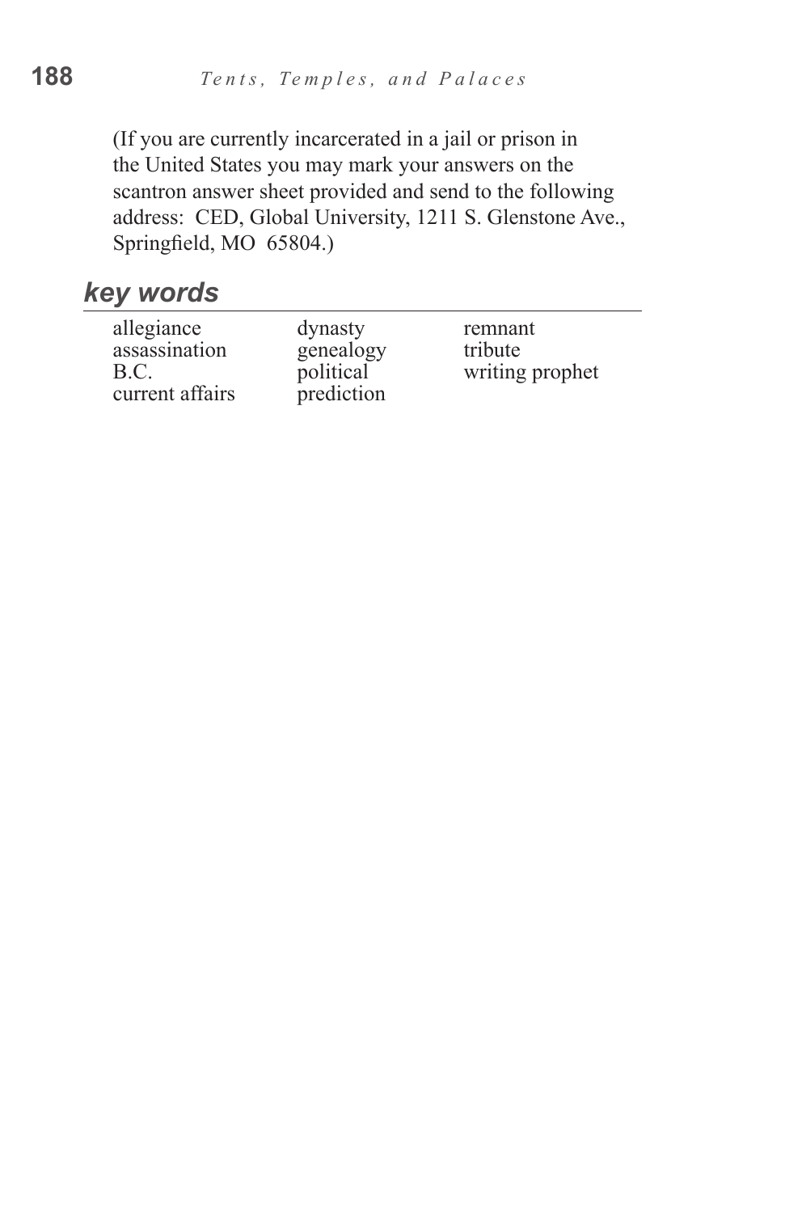(If you are currently incarcerated in a jail or prison in the United States you may mark your answers on the scantron answer sheet provided and send to the following address: CED, Global University, 1211 S. Glenstone Ave., Springfield, MO 65804.)

## *key words*

| | | |
|---|---|---|
| allegiance | dynasty | remnant |
| assassination | genealogy | tribute |
| B.C. | political | writing prophet |
| current affairs | prediction | |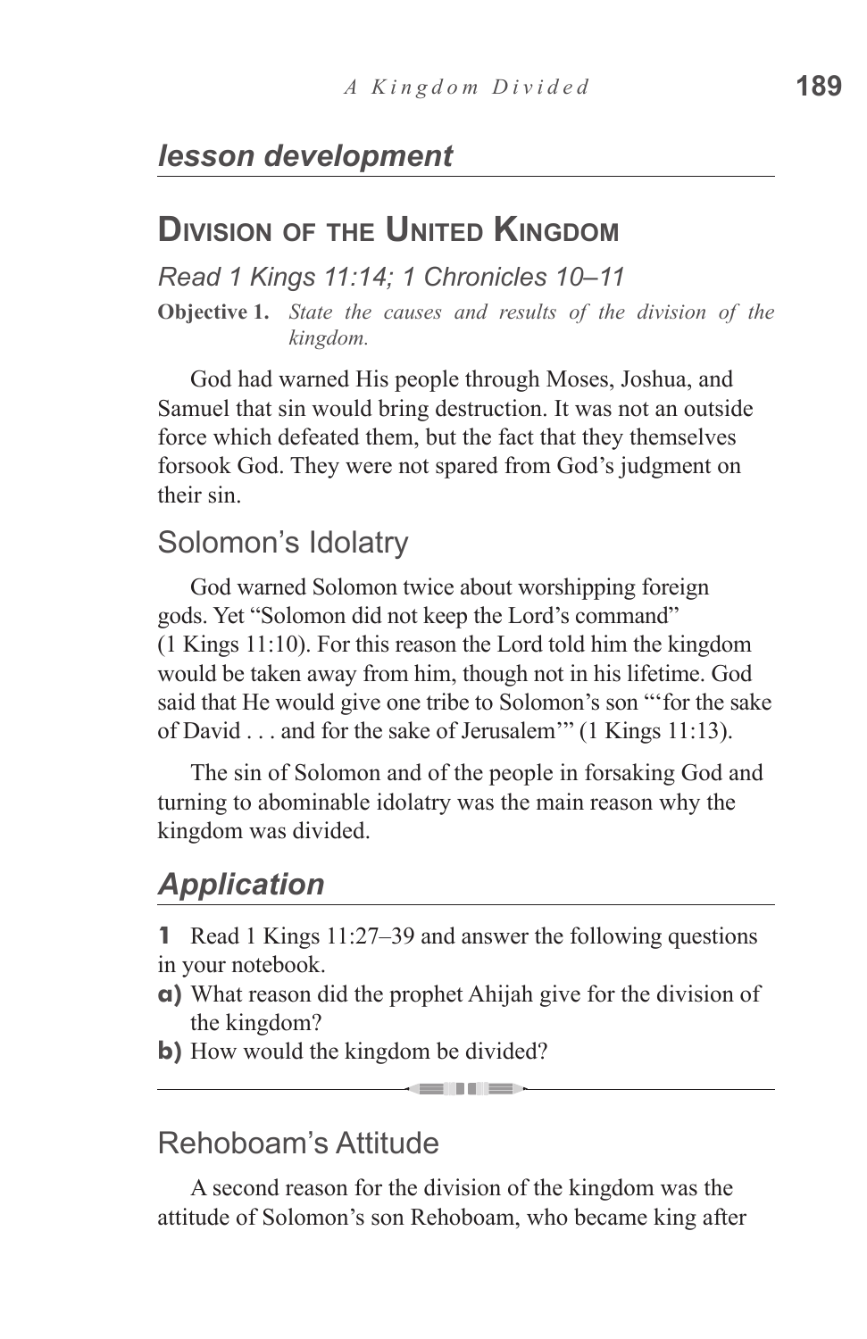## *lesson development*

## Division of the United Kingdom

*Read 1 Kings 11:14; 1 Chronicles 10–11*

**Objective 1.** *State the causes and results of the division of the kingdom.*

God had warned His people through Moses, Joshua, and Samuel that sin would bring destruction. It was not an outside force which defeated them, but the fact that they themselves forsook God. They were not spared from God's judgment on their sin.

### Solomon's Idolatry

God warned Solomon twice about worshipping foreign gods. Yet "Solomon did not keep the Lord's command" (1 Kings 11:10). For this reason the Lord told him the kingdom would be taken away from him, though not in his lifetime. God said that He would give one tribe to Solomon's son "'for the sake of David . . . and for the sake of Jerusalem'" (1 Kings 11:13).

The sin of Solomon and of the people in forsaking God and turning to abominable idolatry was the main reason why the kingdom was divided.

## *Application*

**1** Read 1 Kings 11:27–39 and answer the following questions in your notebook.

**a)** What reason did the prophet Ahijah give for the division of the kingdom?

**b)** How would the kingdom be divided?

---

### Rehoboam's Attitude

A second reason for the division of the kingdom was the attitude of Solomon's son Rehoboam, who became king after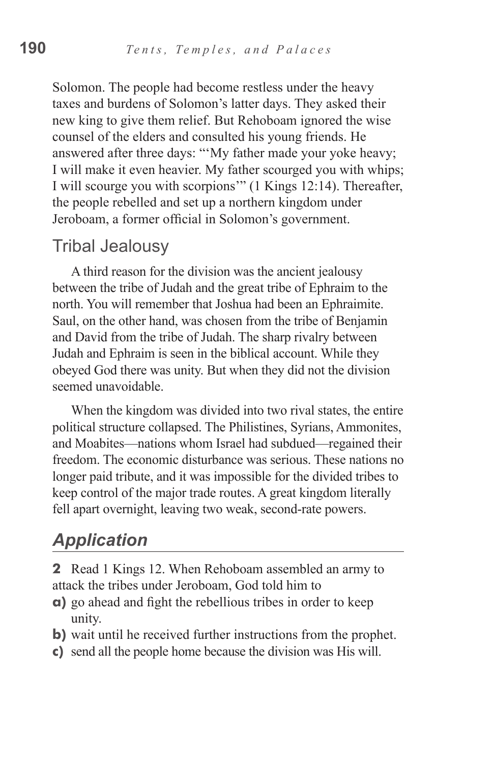Solomon. The people had become restless under the heavy taxes and burdens of Solomon's latter days. They asked their new king to give them relief. But Rehoboam ignored the wise counsel of the elders and consulted his young friends. He answered after three days: "'My father made your yoke heavy; I will make it even heavier. My father scourged you with whips; I will scourge you with scorpions'" (1 Kings 12:14). Thereafter, the people rebelled and set up a northern kingdom under Jeroboam, a former official in Solomon's government.

## Tribal Jealousy

A third reason for the division was the ancient jealousy between the tribe of Judah and the great tribe of Ephraim to the north. You will remember that Joshua had been an Ephraimite. Saul, on the other hand, was chosen from the tribe of Benjamin and David from the tribe of Judah. The sharp rivalry between Judah and Ephraim is seen in the biblical account. While they obeyed God there was unity. But when they did not the division seemed unavoidable.

When the kingdom was divided into two rival states, the entire political structure collapsed. The Philistines, Syrians, Ammonites, and Moabites—nations whom Israel had subdued—regained their freedom. The economic disturbance was serious. These nations no longer paid tribute, and it was impossible for the divided tribes to keep control of the major trade routes. A great kingdom literally fell apart overnight, leaving two weak, second-rate powers.

## *Application*

**2** Read 1 Kings 12. When Rehoboam assembled an army to attack the tribes under Jeroboam, God told him to

**a)** go ahead and fight the rebellious tribes in order to keep unity.
**b)** wait until he received further instructions from the prophet.
**c)** send all the people home because the division was His will.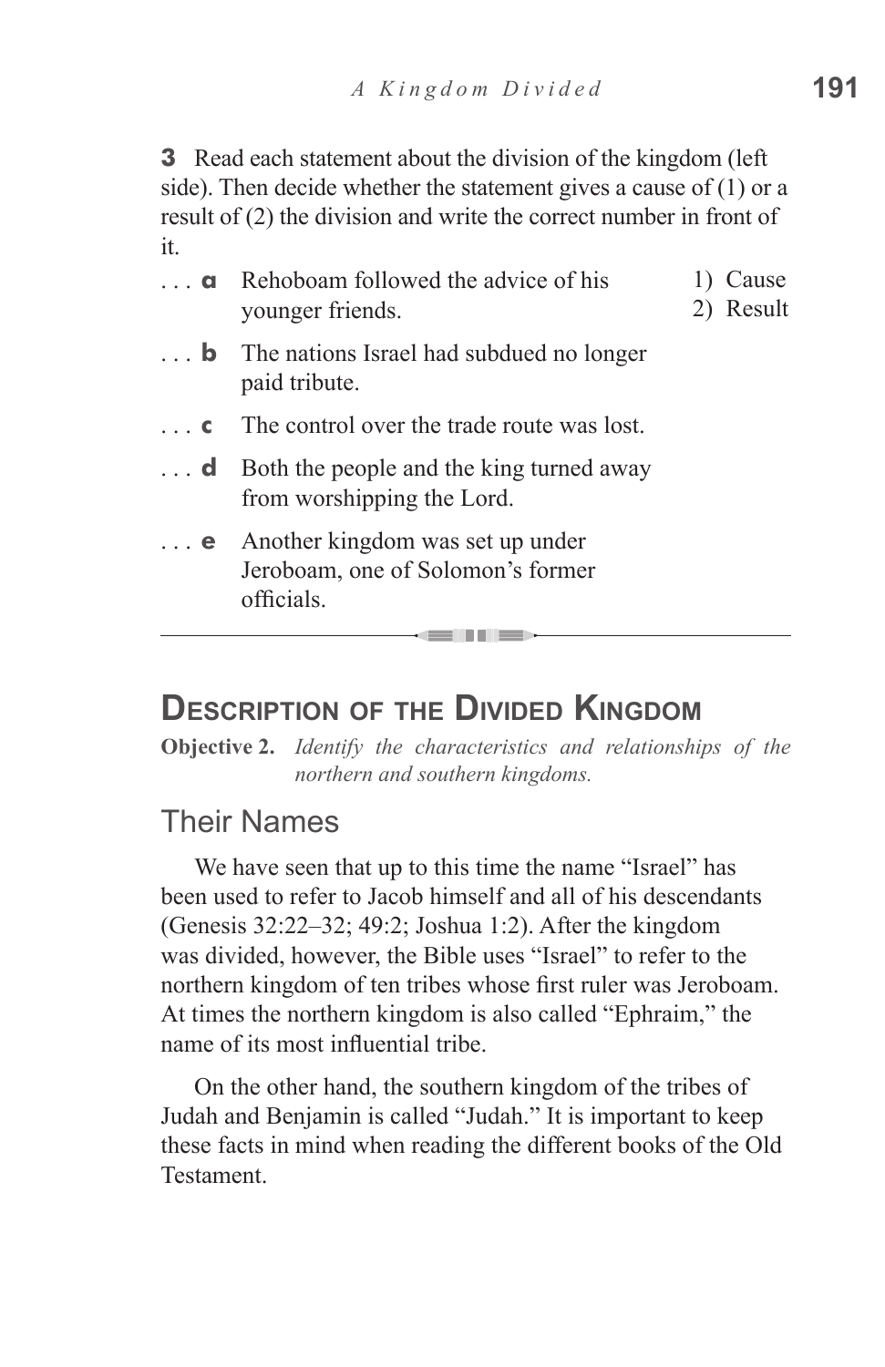**3** Read each statement about the division of the kingdom (left side). Then decide whether the statement gives a cause of (1) or a result of (2) the division and write the correct number in front of it.

. . . **a** Rehoboam followed the advice of his younger friends.

. . . **b** The nations Israel had subdued no longer paid tribute.

. . . **c** The control over the trade route was lost.

. . . **d** Both the people and the king turned away from worshipping the Lord.

. . . **e** Another kingdom was set up under Jeroboam, one of Solomon's former officials.

1) Cause
2) Result

---

## Description of the Divided Kingdom

**Objective 2.** *Identify the characteristics and relationships of the northern and southern kingdoms.*

### Their Names

We have seen that up to this time the name "Israel" has been used to refer to Jacob himself and all of his descendants (Genesis 32:22–32; 49:2; Joshua 1:2). After the kingdom was divided, however, the Bible uses "Israel" to refer to the northern kingdom of ten tribes whose first ruler was Jeroboam. At times the northern kingdom is also called "Ephraim," the name of its most influential tribe.

On the other hand, the southern kingdom of the tribes of Judah and Benjamin is called "Judah." It is important to keep these facts in mind when reading the different books of the Old Testament.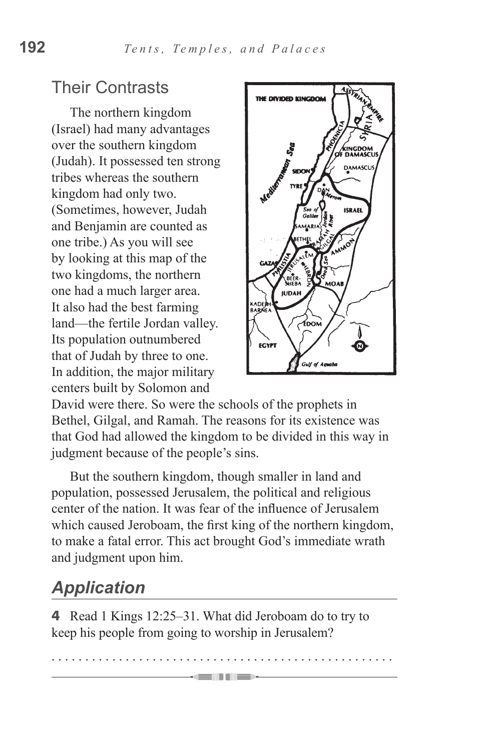## Their Contrasts

The northern kingdom (Israel) had many advantages over the southern kingdom (Judah). It possessed ten strong tribes whereas the southern kingdom had only two. (Sometimes, however, Judah and Benjamin are counted as one tribe.) As you will see by looking at this map of the two kingdoms, the northern one had a much larger area. It also had the best farming land—the fertile Jordan valley. Its population outnumbered that of Judah by three to one. In addition, the major military centers built by Solomon and David were there. So were the schools of the prophets in Bethel, Gilgal, and Ramah. The reasons for its existence was that God had allowed the kingdom to be divided in this way in judgment because of the people's sins.

But the southern kingdom, though smaller in land and population, possessed Jerusalem, the political and religious center of the nation. It was fear of the influence of Jerusalem which caused Jeroboam, the first king of the northern kingdom, to make a fatal error. This act brought God's immediate wrath and judgment upon him.

## *Application*

**4** Read 1 Kings 12:25–31. What did Jeroboam do to try to keep his people from going to worship in Jerusalem?

. . . . . . . . . . . . . . . . . . . . . . . . . . . . . . . . . . . . . . . . . . . . . . . . . .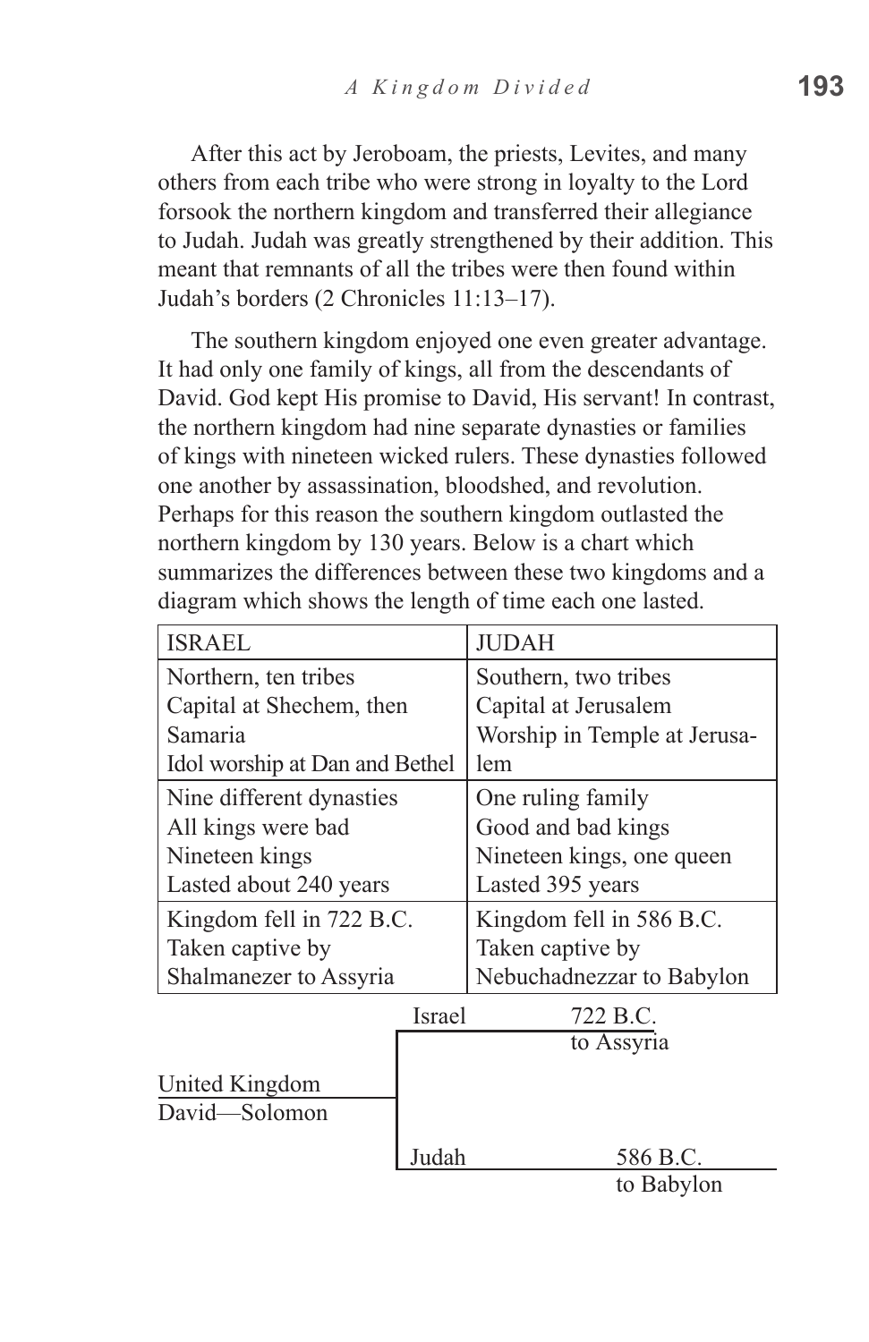After this act by Jeroboam, the priests, Levites, and many others from each tribe who were strong in loyalty to the Lord forsook the northern kingdom and transferred their allegiance to Judah. Judah was greatly strengthened by their addition. This meant that remnants of all the tribes were then found within Judah's borders (2 Chronicles 11:13–17).

The southern kingdom enjoyed one even greater advantage. It had only one family of kings, all from the descendants of David. God kept His promise to David, His servant! In contrast, the northern kingdom had nine separate dynasties or families of kings with nineteen wicked rulers. These dynasties followed one another by assassination, bloodshed, and revolution. Perhaps for this reason the southern kingdom outlasted the northern kingdom by 130 years. Below is a chart which summarizes the differences between these two kingdoms and a diagram which shows the length of time each one lasted.

| ISRAEL | JUDAH |
|---|---|
| Northern, ten tribes<br>Capital at Shechem, then Samaria<br>Idol worship at Dan and Bethel | Southern, two tribes<br>Capital at Jerusalem<br>Worship in Temple at Jerusalem |
| Nine different dynasties<br>All kings were bad<br>Nineteen kings<br>Lasted about 240 years | One ruling family<br>Good and bad kings<br>Nineteen kings, one queen<br>Lasted 395 years |
| Kingdom fell in 722 B.C.<br>Taken captive by Shalmanezer to Assyria | Kingdom fell in 586 B.C.<br>Taken captive by Nebuchadnezzar to Babylon |

United Kingdom
David—Solomon

Israel — 722 B.C. to Assyria

Judah — 586 B.C. to Babylon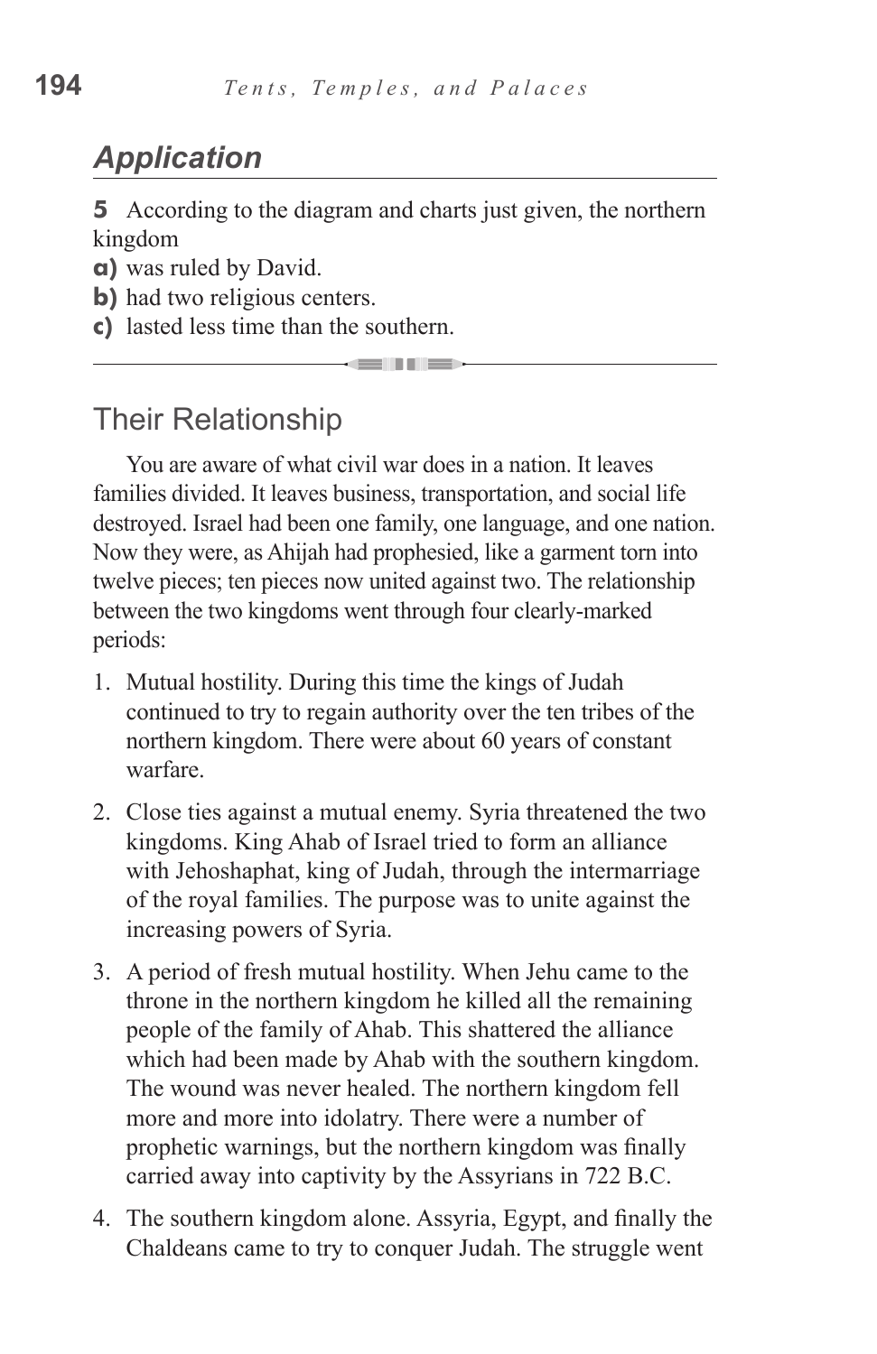## *Application*

**5** According to the diagram and charts just given, the northern kingdom

**a)** was ruled by David.

**b)** had two religious centers.

**c)** lasted less time than the southern.

---

## Their Relationship

You are aware of what civil war does in a nation. It leaves families divided. It leaves business, transportation, and social life destroyed. Israel had been one family, one language, and one nation. Now they were, as Ahijah had prophesied, like a garment torn into twelve pieces; ten pieces now united against two. The relationship between the two kingdoms went through four clearly-marked periods:

1. Mutual hostility. During this time the kings of Judah continued to try to regain authority over the ten tribes of the northern kingdom. There were about 60 years of constant warfare.

2. Close ties against a mutual enemy. Syria threatened the two kingdoms. King Ahab of Israel tried to form an alliance with Jehoshaphat, king of Judah, through the intermarriage of the royal families. The purpose was to unite against the increasing powers of Syria.

3. A period of fresh mutual hostility. When Jehu came to the throne in the northern kingdom he killed all the remaining people of the family of Ahab. This shattered the alliance which had been made by Ahab with the southern kingdom. The wound was never healed. The northern kingdom fell more and more into idolatry. There were a number of prophetic warnings, but the northern kingdom was finally carried away into captivity by the Assyrians in 722 B.C.

4. The southern kingdom alone. Assyria, Egypt, and finally the Chaldeans came to try to conquer Judah. The struggle went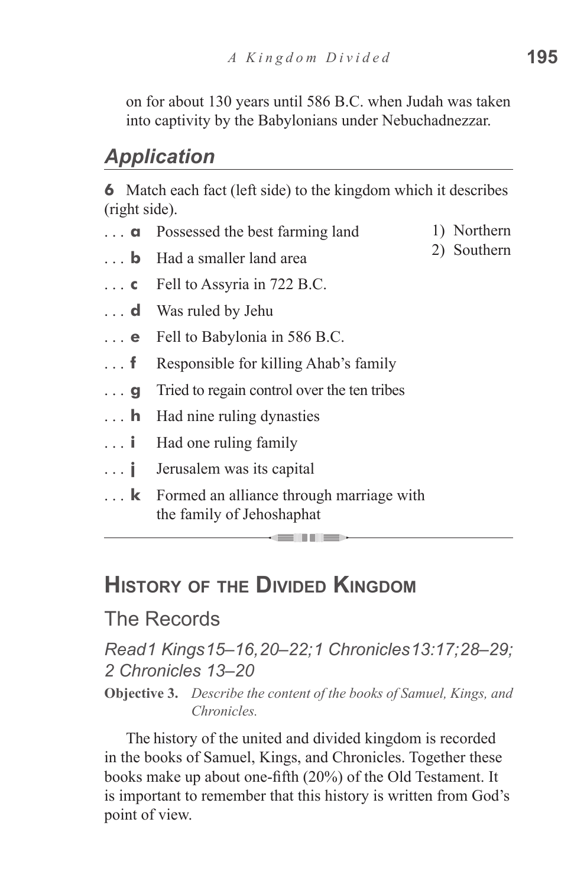on for about 130 years until 586 B.C. when Judah was taken into captivity by the Babylonians under Nebuchadnezzar.

## Application

**6** Match each fact (left side) to the kingdom which it describes (right side).

. . . **a** Possessed the best farming land
. . . **b** Had a smaller land area
. . . **c** Fell to Assyria in 722 B.C.
. . . **d** Was ruled by Jehu
. . . **e** Fell to Babylonia in 586 B.C.
. . . **f** Responsible for killing Ahab's family
. . . **g** Tried to regain control over the ten tribes
. . . **h** Had nine ruling dynasties
. . . **i** Had one ruling family
. . . **j** Jerusalem was its capital
. . . **k** Formed an alliance through marriage with the family of Jehoshaphat

1) Northern
2) Southern

---

# History of the Divided Kingdom

## The Records

*Read 1 Kings 15–16, 20–22; 1 Chronicles 13:17; 28–29; 2 Chronicles 13–20*

**Objective 3.** *Describe the content of the books of Samuel, Kings, and Chronicles.*

The history of the united and divided kingdom is recorded in the books of Samuel, Kings, and Chronicles. Together these books make up about one-fifth (20%) of the Old Testament. It is important to remember that this history is written from God's point of view.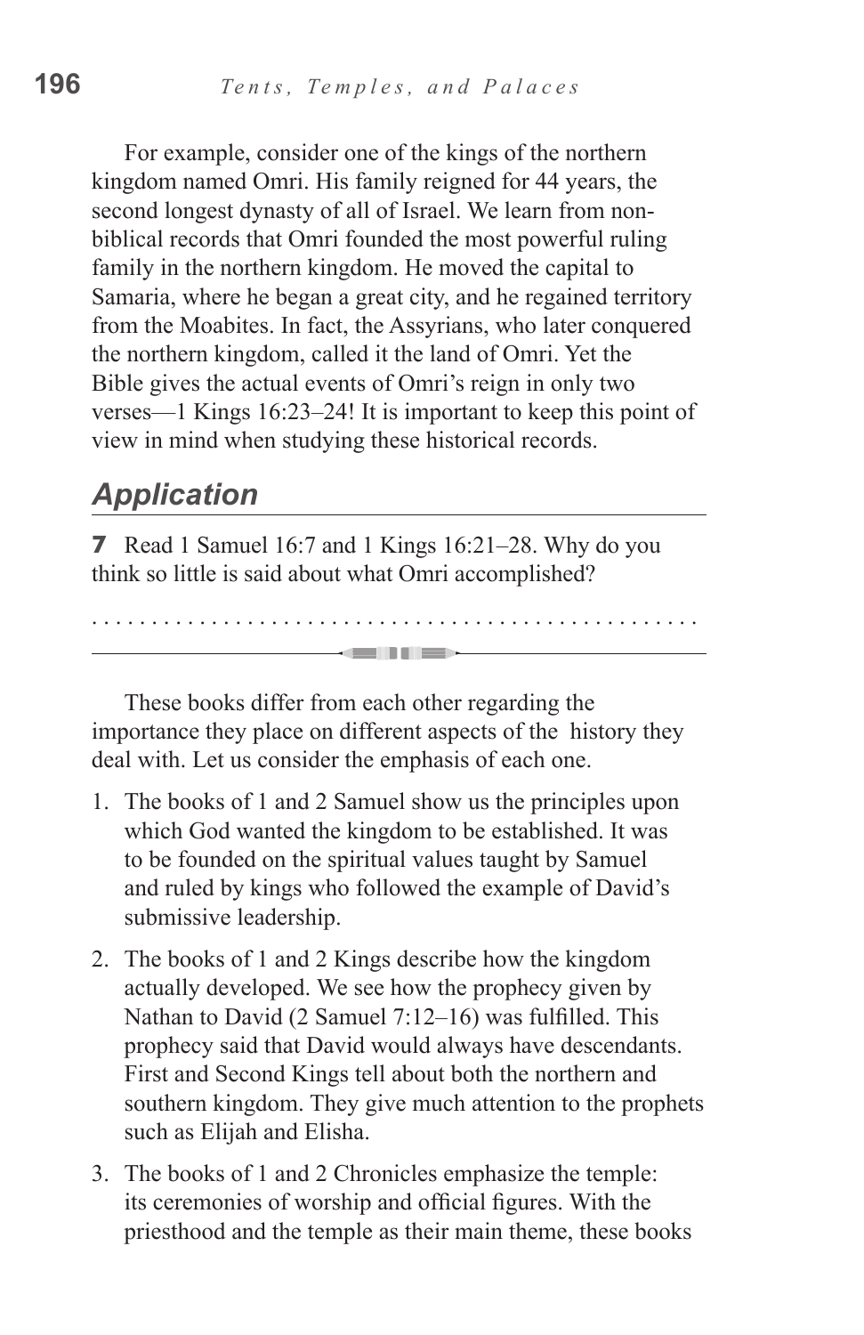For example, consider one of the kings of the northern kingdom named Omri. His family reigned for 44 years, the second longest dynasty of all of Israel. We learn from non-biblical records that Omri founded the most powerful ruling family in the northern kingdom. He moved the capital to Samaria, where he began a great city, and he regained territory from the Moabites. In fact, the Assyrians, who later conquered the northern kingdom, called it the land of Omri. Yet the Bible gives the actual events of Omri's reign in only two verses—1 Kings 16:23–24! It is important to keep this point of view in mind when studying these historical records.

## *Application*

**7** Read 1 Samuel 16:7 and 1 Kings 16:21–28. Why do you think so little is said about what Omri accomplished?

. . . . . . . . . . . . . . . . . . . . . . . . . . . . . . . . . . . . . . . . . . . . . . . . .

---

These books differ from each other regarding the importance they place on different aspects of the history they deal with. Let us consider the emphasis of each one.

1. The books of 1 and 2 Samuel show us the principles upon which God wanted the kingdom to be established. It was to be founded on the spiritual values taught by Samuel and ruled by kings who followed the example of David's submissive leadership.
2. The books of 1 and 2 Kings describe how the kingdom actually developed. We see how the prophecy given by Nathan to David (2 Samuel 7:12–16) was fulfilled. This prophecy said that David would always have descendants. First and Second Kings tell about both the northern and southern kingdom. They give much attention to the prophets such as Elijah and Elisha.
3. The books of 1 and 2 Chronicles emphasize the temple: its ceremonies of worship and official figures. With the priesthood and the temple as their main theme, these books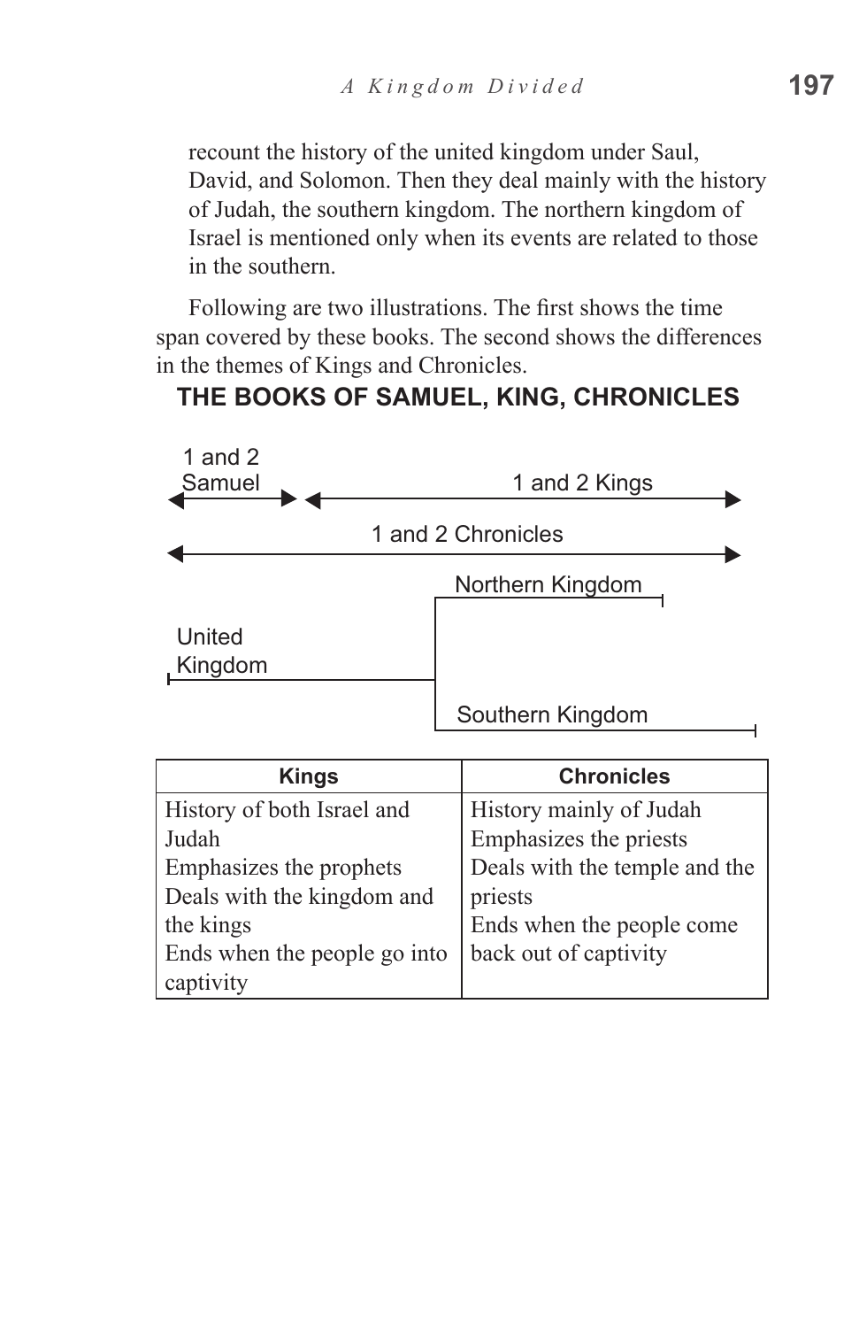recount the history of the united kingdom under Saul, David, and Solomon. Then they deal mainly with the history of Judah, the southern kingdom. The northern kingdom of Israel is mentioned only when its events are related to those in the southern.

Following are two illustrations. The first shows the time span covered by these books. The second shows the differences in the themes of Kings and Chronicles.

**THE BOOKS OF SAMUEL, KING, CHRONICLES**

1 and 2 Samuel

1 and 2 Kings

1 and 2 Chronicles

Northern Kingdom

United Kingdom

Southern Kingdom

| Kings | Chronicles |
|---|---|
| History of both Israel and Judah<br>Emphasizes the prophets<br>Deals with the kingdom and the kings<br>Ends when the people go into captivity | History mainly of Judah<br>Emphasizes the priests<br>Deals with the temple and the priests<br>Ends when the people come back out of captivity |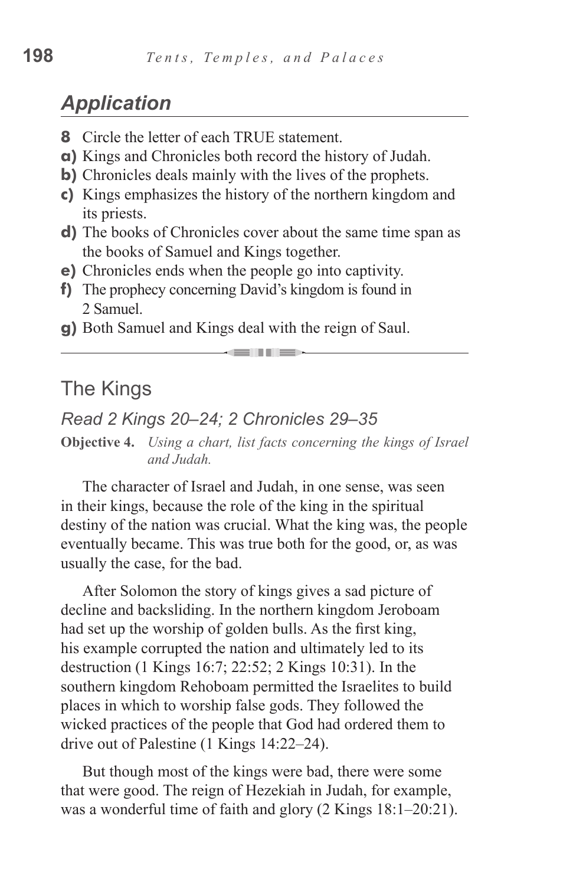## Application

**8** Circle the letter of each TRUE statement.

**a)** Kings and Chronicles both record the history of Judah.

**b)** Chronicles deals mainly with the lives of the prophets.

**c)** Kings emphasizes the history of the northern kingdom and its priests.

**d)** The books of Chronicles cover about the same time span as the books of Samuel and Kings together.

**e)** Chronicles ends when the people go into captivity.

**f)** The prophecy concerning David's kingdom is found in 2 Samuel.

**g)** Both Samuel and Kings deal with the reign of Saul.

---

## The Kings

### *Read 2 Kings 20–24; 2 Chronicles 29–35*

**Objective 4.** *Using a chart, list facts concerning the kings of Israel and Judah.*

The character of Israel and Judah, in one sense, was seen in their kings, because the role of the king in the spiritual destiny of the nation was crucial. What the king was, the people eventually became. This was true both for the good, or, as was usually the case, for the bad.

After Solomon the story of kings gives a sad picture of decline and backsliding. In the northern kingdom Jeroboam had set up the worship of golden bulls. As the first king, his example corrupted the nation and ultimately led to its destruction (1 Kings 16:7; 22:52; 2 Kings 10:31). In the southern kingdom Rehoboam permitted the Israelites to build places in which to worship false gods. They followed the wicked practices of the people that God had ordered them to drive out of Palestine (1 Kings 14:22–24).

But though most of the kings were bad, there were some that were good. The reign of Hezekiah in Judah, for example, was a wonderful time of faith and glory (2 Kings 18:1–20:21).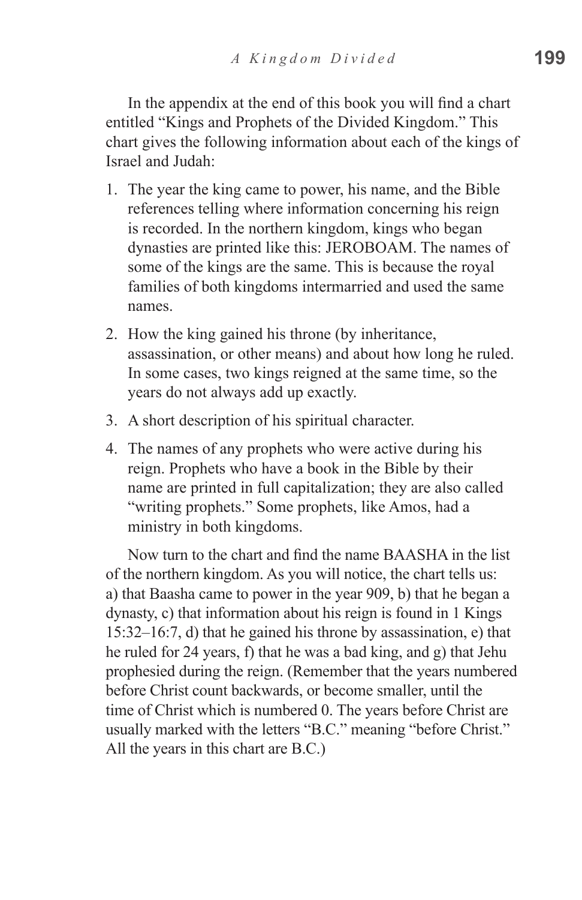In the appendix at the end of this book you will find a chart entitled "Kings and Prophets of the Divided Kingdom." This chart gives the following information about each of the kings of Israel and Judah:

1. The year the king came to power, his name, and the Bible references telling where information concerning his reign is recorded. In the northern kingdom, kings who began dynasties are printed like this: JEROBOAM. The names of some of the kings are the same. This is because the royal families of both kingdoms intermarried and used the same names.
2. How the king gained his throne (by inheritance, assassination, or other means) and about how long he ruled. In some cases, two kings reigned at the same time, so the years do not always add up exactly.
3. A short description of his spiritual character.
4. The names of any prophets who were active during his reign. Prophets who have a book in the Bible by their name are printed in full capitalization; they are also called "writing prophets." Some prophets, like Amos, had a ministry in both kingdoms.

Now turn to the chart and find the name BAASHA in the list of the northern kingdom. As you will notice, the chart tells us: a) that Baasha came to power in the year 909, b) that he began a dynasty, c) that information about his reign is found in 1 Kings 15:32–16:7, d) that he gained his throne by assassination, e) that he ruled for 24 years, f) that he was a bad king, and g) that Jehu prophesied during the reign. (Remember that the years numbered before Christ count backwards, or become smaller, until the time of Christ which is numbered 0. The years before Christ are usually marked with the letters "B.C." meaning "before Christ." All the years in this chart are B.C.)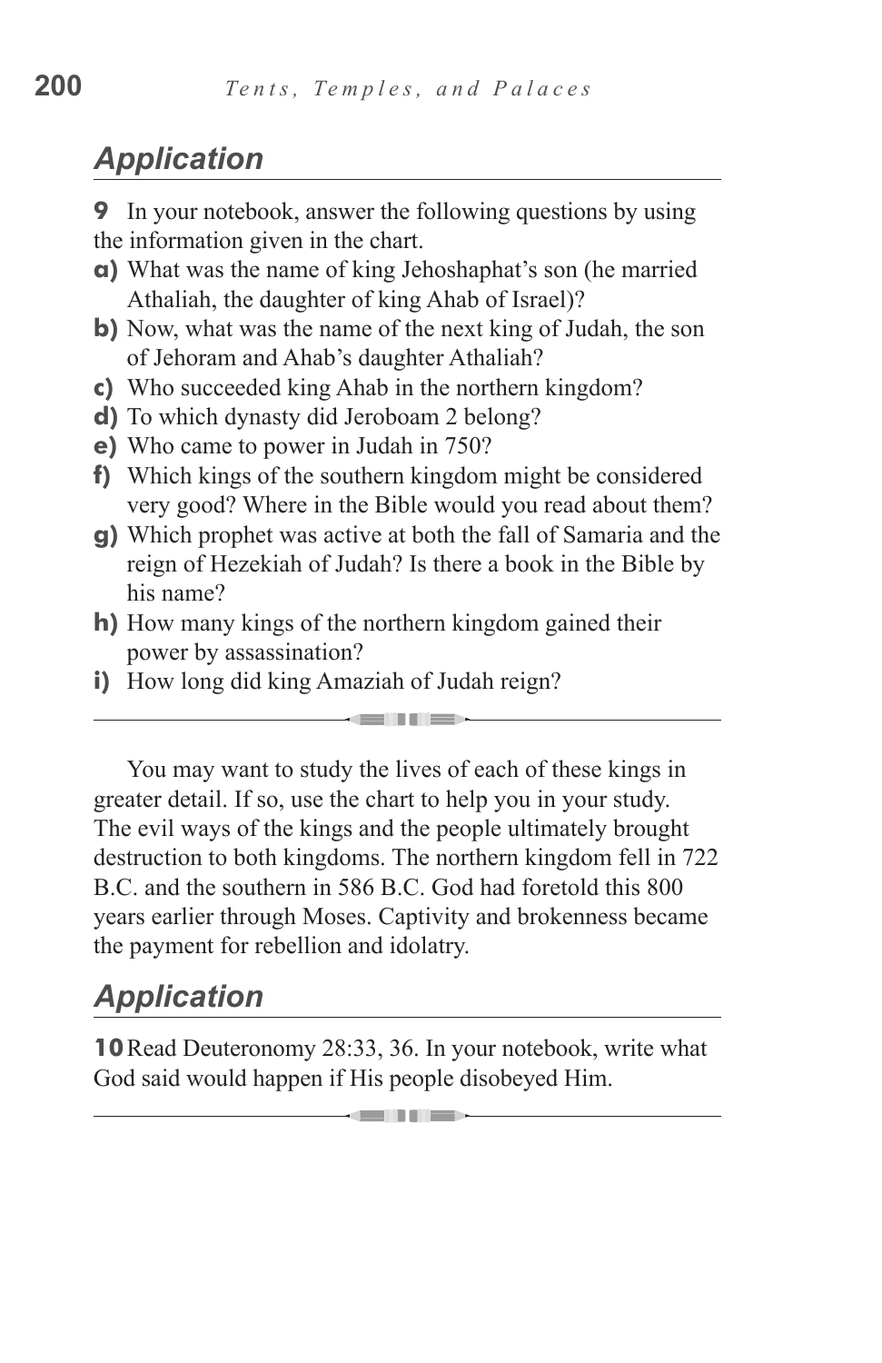## Application

**9** In your notebook, answer the following questions by using the information given in the chart.

**a)** What was the name of king Jehoshaphat's son (he married Athaliah, the daughter of king Ahab of Israel)?

**b)** Now, what was the name of the next king of Judah, the son of Jehoram and Ahab's daughter Athaliah?

**c)** Who succeeded king Ahab in the northern kingdom?

**d)** To which dynasty did Jeroboam 2 belong?

**e)** Who came to power in Judah in 750?

**f)** Which kings of the southern kingdom might be considered very good? Where in the Bible would you read about them?

**g)** Which prophet was active at both the fall of Samaria and the reign of Hezekiah of Judah? Is there a book in the Bible by his name?

**h)** How many kings of the northern kingdom gained their power by assassination?

**i)** How long did king Amaziah of Judah reign?

---

You may want to study the lives of each of these kings in greater detail. If so, use the chart to help you in your study. The evil ways of the kings and the people ultimately brought destruction to both kingdoms. The northern kingdom fell in 722 B.C. and the southern in 586 B.C. God had foretold this 800 years earlier through Moses. Captivity and brokenness became the payment for rebellion and idolatry.

## Application

**10** Read Deuteronomy 28:33, 36. In your notebook, write what God said would happen if His people disobeyed Him.

---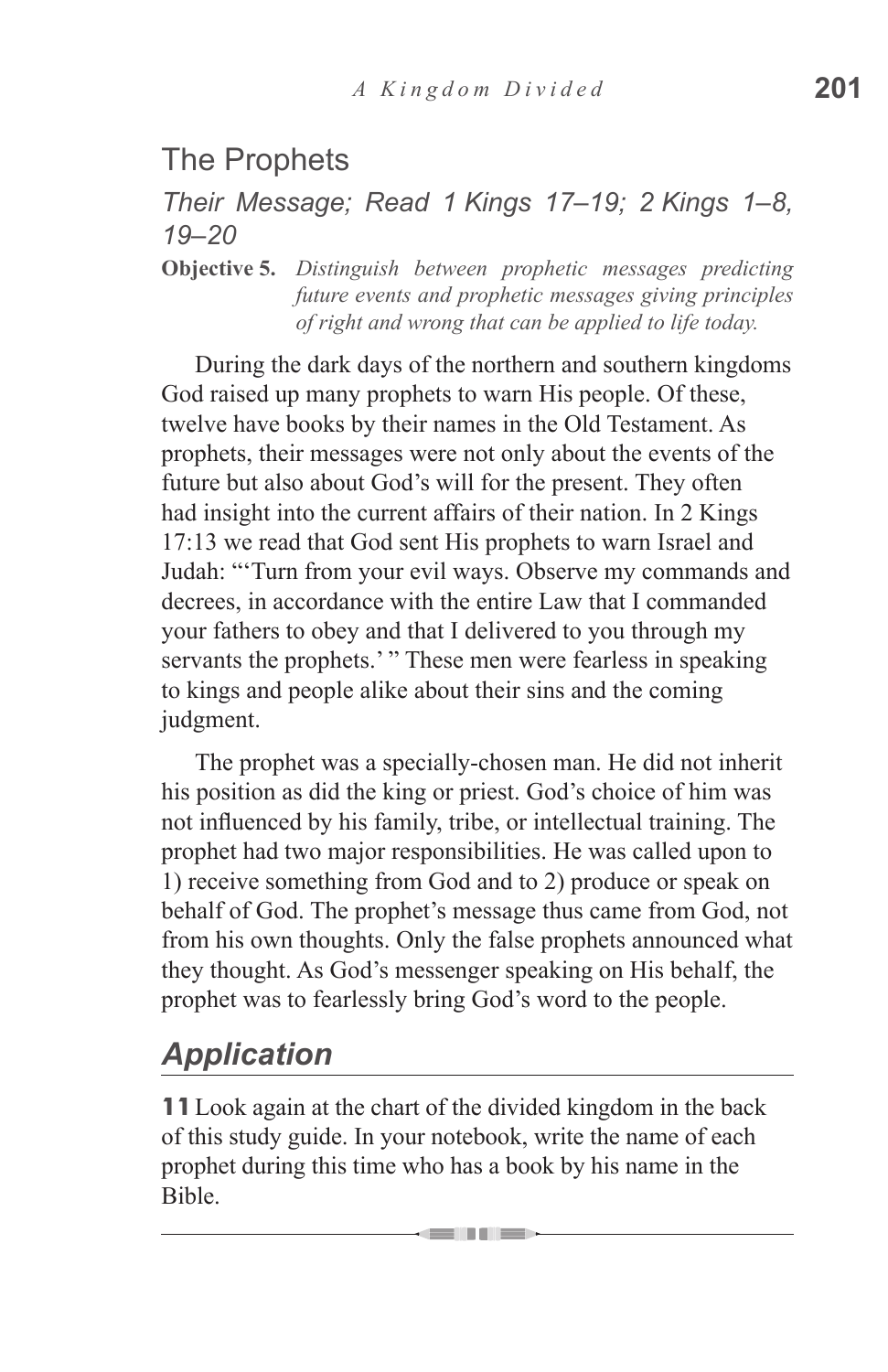## The Prophets

### *Their Message; Read 1 Kings 17–19; 2 Kings 1–8, 19–20*

**Objective 5.** *Distinguish between prophetic messages predicting future events and prophetic messages giving principles of right and wrong that can be applied to life today.*

During the dark days of the northern and southern kingdoms God raised up many prophets to warn His people. Of these, twelve have books by their names in the Old Testament. As prophets, their messages were not only about the events of the future but also about God's will for the present. They often had insight into the current affairs of their nation. In 2 Kings 17:13 we read that God sent His prophets to warn Israel and Judah: "'Turn from your evil ways. Observe my commands and decrees, in accordance with the entire Law that I commanded your fathers to obey and that I delivered to you through my servants the prophets.' " These men were fearless in speaking to kings and people alike about their sins and the coming judgment.

The prophet was a specially-chosen man. He did not inherit his position as did the king or priest. God's choice of him was not influenced by his family, tribe, or intellectual training. The prophet had two major responsibilities. He was called upon to 1) receive something from God and to 2) produce or speak on behalf of God. The prophet's message thus came from God, not from his own thoughts. Only the false prophets announced what they thought. As God's messenger speaking on His behalf, the prophet was to fearlessly bring God's word to the people.

## *Application*

**11** Look again at the chart of the divided kingdom in the back of this study guide. In your notebook, write the name of each prophet during this time who has a book by his name in the Bible.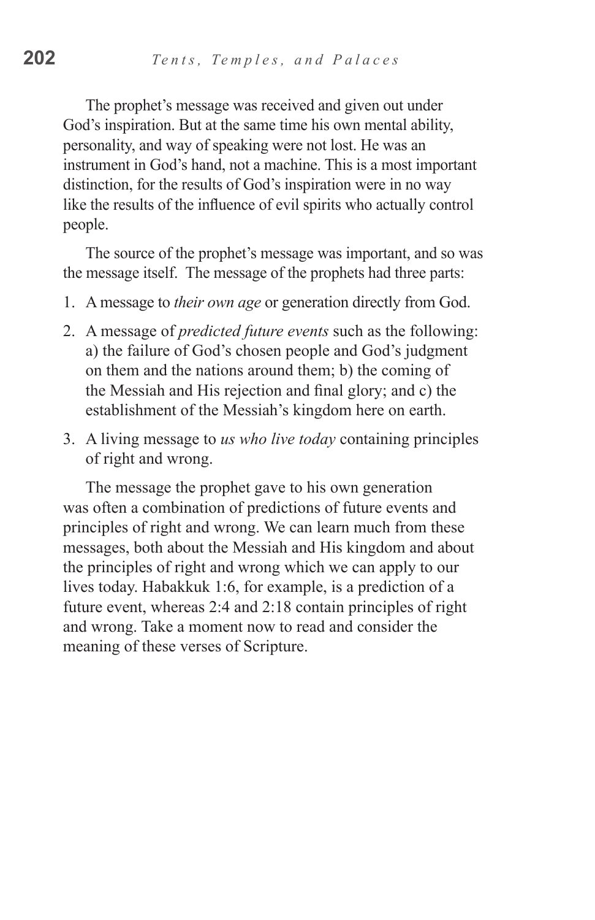The prophet's message was received and given out under God's inspiration. But at the same time his own mental ability, personality, and way of speaking were not lost. He was an instrument in God's hand, not a machine. This is a most important distinction, for the results of God's inspiration were in no way like the results of the influence of evil spirits who actually control people.

The source of the prophet's message was important, and so was the message itself. The message of the prophets had three parts:

1. A message to *their own age* or generation directly from God.
2. A message of *predicted future events* such as the following: a) the failure of God's chosen people and God's judgment on them and the nations around them; b) the coming of the Messiah and His rejection and final glory; and c) the establishment of the Messiah's kingdom here on earth.
3. A living message to *us who live today* containing principles of right and wrong.

The message the prophet gave to his own generation was often a combination of predictions of future events and principles of right and wrong. We can learn much from these messages, both about the Messiah and His kingdom and about the principles of right and wrong which we can apply to our lives today. Habakkuk 1:6, for example, is a prediction of a future event, whereas 2:4 and 2:18 contain principles of right and wrong. Take a moment now to read and consider the meaning of these verses of Scripture.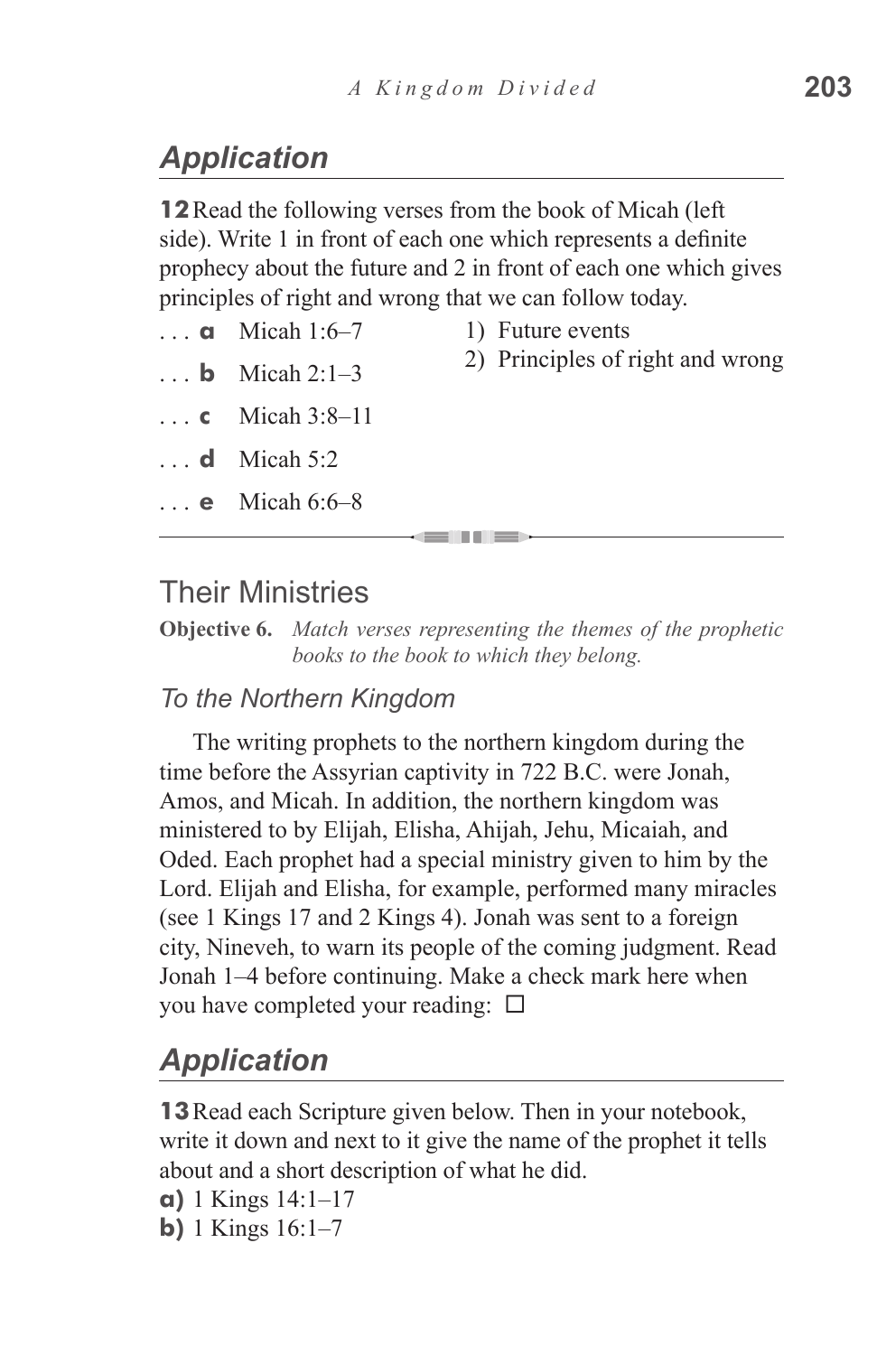## *Application*

**12** Read the following verses from the book of Micah (left side). Write 1 in front of each one which represents a definite prophecy about the future and 2 in front of each one which gives principles of right and wrong that we can follow today.

| | | |
|---|---|---|
| . . . **a** | Micah 1:6–7 | 1) Future events |
| . . . **b** | Micah 2:1–3 | 2) Principles of right and wrong |
| . . . **c** | Micah 3:8–11 | |
| . . . **d** | Micah 5:2 | |
| . . . **e** | Micah 6:6–8 | |

## Their Ministries

**Objective 6.** *Match verses representing the themes of the prophetic books to the book to which they belong.*

### *To the Northern Kingdom*

The writing prophets to the northern kingdom during the time before the Assyrian captivity in 722 B.C. were Jonah, Amos, and Micah. In addition, the northern kingdom was ministered to by Elijah, Elisha, Ahijah, Jehu, Micaiah, and Oded. Each prophet had a special ministry given to him by the Lord. Elijah and Elisha, for example, performed many miracles (see 1 Kings 17 and 2 Kings 4). Jonah was sent to a foreign city, Nineveh, to warn its people of the coming judgment. Read Jonah 1–4 before continuing. Make a check mark here when you have completed your reading: ☐

## *Application*

**13** Read each Scripture given below. Then in your notebook, write it down and next to it give the name of the prophet it tells about and a short description of what he did.

**a)** 1 Kings 14:1–17

**b)** 1 Kings 16:1–7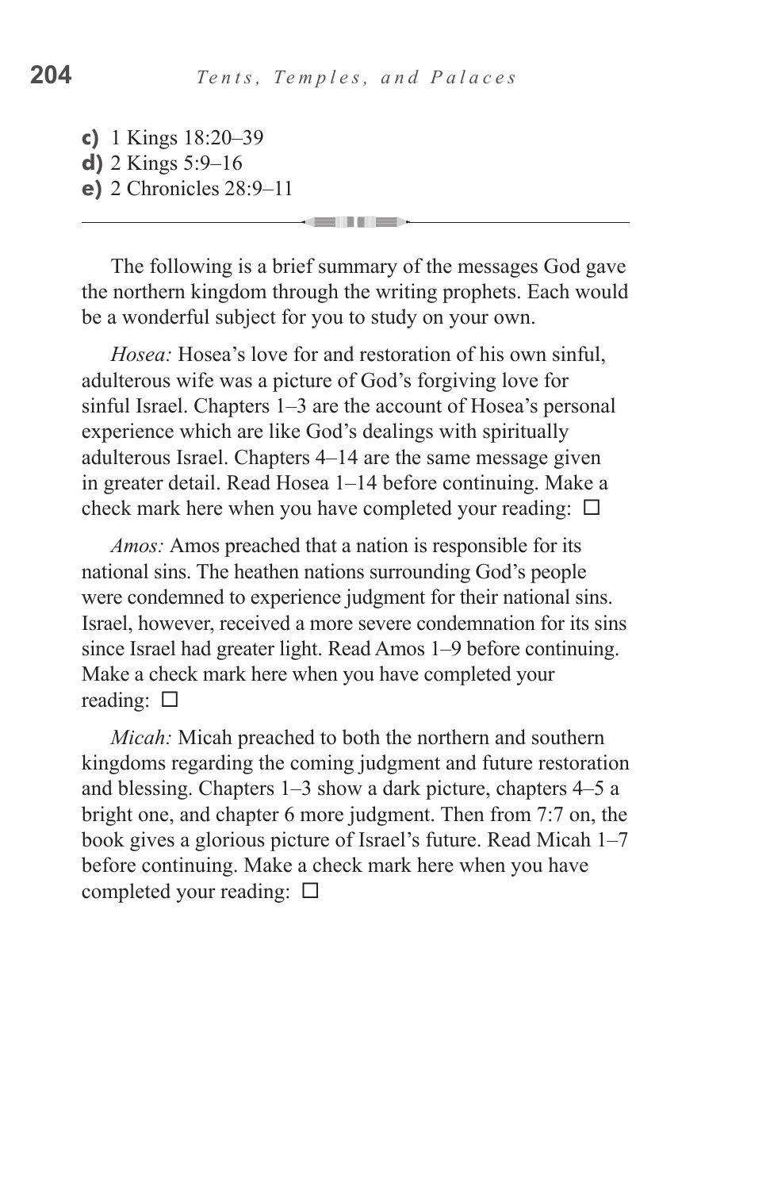**c)** 1 Kings 18:20–39
**d)** 2 Kings 5:9–16
**e)** 2 Chronicles 28:9–11

---

The following is a brief summary of the messages God gave the northern kingdom through the writing prophets. Each would be a wonderful subject for you to study on your own.

*Hosea:* Hosea's love for and restoration of his own sinful, adulterous wife was a picture of God's forgiving love for sinful Israel. Chapters 1–3 are the account of Hosea's personal experience which are like God's dealings with spiritually adulterous Israel. Chapters 4–14 are the same message given in greater detail. Read Hosea 1–14 before continuing. Make a check mark here when you have completed your reading: ☐

*Amos:* Amos preached that a nation is responsible for its national sins. The heathen nations surrounding God's people were condemned to experience judgment for their national sins. Israel, however, received a more severe condemnation for its sins since Israel had greater light. Read Amos 1–9 before continuing. Make a check mark here when you have completed your reading: ☐

*Micah:* Micah preached to both the northern and southern kingdoms regarding the coming judgment and future restoration and blessing. Chapters 1–3 show a dark picture, chapters 4–5 a bright one, and chapter 6 more judgment. Then from 7:7 on, the book gives a glorious picture of Israel's future. Read Micah 1–7 before continuing. Make a check mark here when you have completed your reading: ☐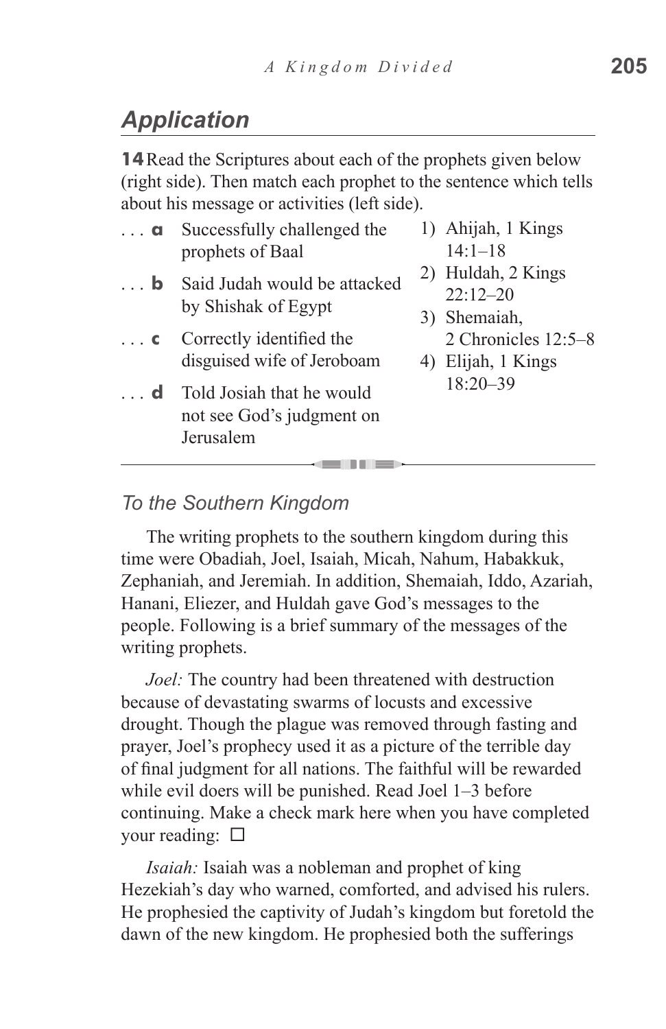## *Application*

**14** Read the Scriptures about each of the prophets given below (right side). Then match each prophet to the sentence which tells about his message or activities (left side).

. . . **a** Successfully challenged the prophets of Baal

. . . **b** Said Judah would be attacked by Shishak of Egypt

. . . **c** Correctly identified the disguised wife of Jeroboam

. . . **d** Told Josiah that he would not see God's judgment on Jerusalem

1) Ahijah, 1 Kings 14:1–18
2) Huldah, 2 Kings 22:12–20
3) Shemaiah, 2 Chronicles 12:5–8
4) Elijah, 1 Kings 18:20–39

### *To the Southern Kingdom*

The writing prophets to the southern kingdom during this time were Obadiah, Joel, Isaiah, Micah, Nahum, Habakkuk, Zephaniah, and Jeremiah. In addition, Shemaiah, Iddo, Azariah, Hanani, Eliezer, and Huldah gave God's messages to the people. Following is a brief summary of the messages of the writing prophets.

*Joel:* The country had been threatened with destruction because of devastating swarms of locusts and excessive drought. Though the plague was removed through fasting and prayer, Joel's prophecy used it as a picture of the terrible day of final judgment for all nations. The faithful will be rewarded while evil doers will be punished. Read Joel 1–3 before continuing. Make a check mark here when you have completed your reading: ☐

*Isaiah:* Isaiah was a nobleman and prophet of king Hezekiah's day who warned, comforted, and advised his rulers. He prophesied the captivity of Judah's kingdom but foretold the dawn of the new kingdom. He prophesied both the sufferings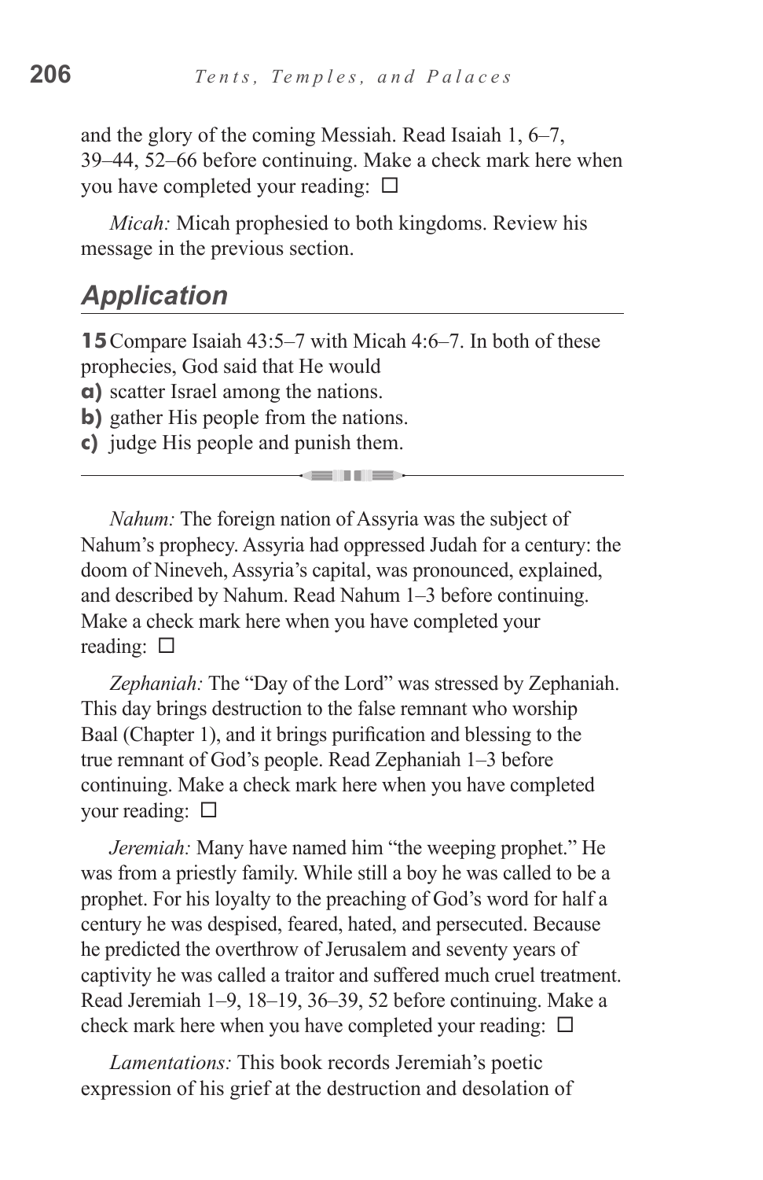and the glory of the coming Messiah. Read Isaiah 1, 6–7, 39–44, 52–66 before continuing. Make a check mark here when you have completed your reading: ☐

*Micah:* Micah prophesied to both kingdoms. Review his message in the previous section.

## Application

**15** Compare Isaiah 43:5–7 with Micah 4:6–7. In both of these prophecies, God said that He would

**a)** scatter Israel among the nations.
**b)** gather His people from the nations.
**c)** judge His people and punish them.

---

*Nahum:* The foreign nation of Assyria was the subject of Nahum's prophecy. Assyria had oppressed Judah for a century: the doom of Nineveh, Assyria's capital, was pronounced, explained, and described by Nahum. Read Nahum 1–3 before continuing. Make a check mark here when you have completed your reading: ☐

*Zephaniah:* The "Day of the Lord" was stressed by Zephaniah. This day brings destruction to the false remnant who worship Baal (Chapter 1), and it brings purification and blessing to the true remnant of God's people. Read Zephaniah 1–3 before continuing. Make a check mark here when you have completed your reading: ☐

*Jeremiah:* Many have named him "the weeping prophet." He was from a priestly family. While still a boy he was called to be a prophet. For his loyalty to the preaching of God's word for half a century he was despised, feared, hated, and persecuted. Because he predicted the overthrow of Jerusalem and seventy years of captivity he was called a traitor and suffered much cruel treatment. Read Jeremiah 1–9, 18–19, 36–39, 52 before continuing. Make a check mark here when you have completed your reading: ☐

*Lamentations:* This book records Jeremiah's poetic expression of his grief at the destruction and desolation of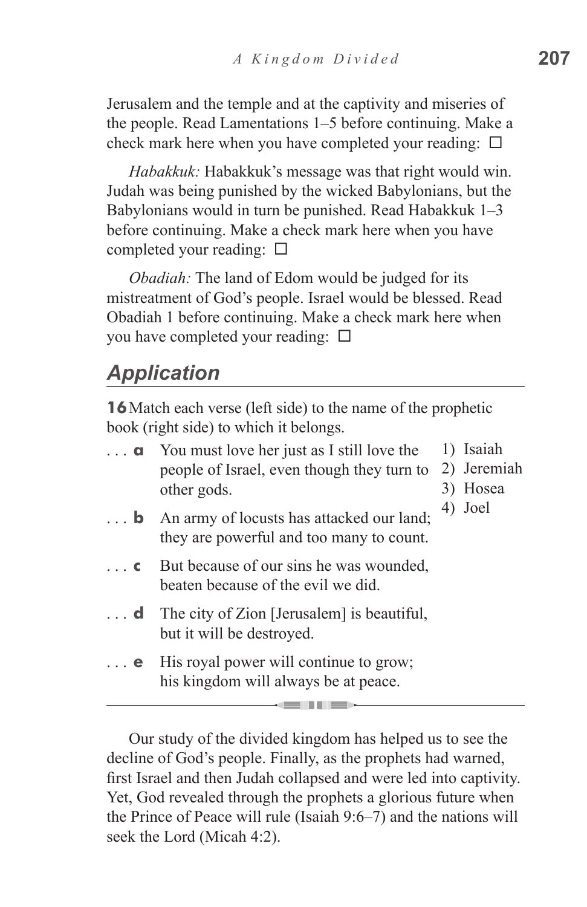Jerusalem and the temple and at the captivity and miseries of the people. Read Lamentations 1–5 before continuing. Make a check mark here when you have completed your reading: ☐

*Habakkuk:* Habakkuk's message was that right would win. Judah was being punished by the wicked Babylonians, but the Babylonians would in turn be punished. Read Habakkuk 1–3 before continuing. Make a check mark here when you have completed your reading: ☐

*Obadiah:* The land of Edom would be judged for its mistreatment of God's people. Israel would be blessed. Read Obadiah 1 before continuing. Make a check mark here when you have completed your reading: ☐

## *Application*

**16** Match each verse (left side) to the name of the prophetic book (right side) to which it belongs.

. . . **a** You must love her just as I still love the people of Israel, even though they turn to other gods.

. . . **b** An army of locusts has attacked our land; they are powerful and too many to count.

. . . **c** But because of our sins he was wounded, beaten because of the evil we did.

. . . **d** The city of Zion [Jerusalem] is beautiful, but it will be destroyed.

. . . **e** His royal power will continue to grow; his kingdom will always be at peace.

1) Isaiah
2) Jeremiah
3) Hosea
4) Joel

---

Our study of the divided kingdom has helped us to see the decline of God's people. Finally, as the prophets had warned, first Israel and then Judah collapsed and were led into captivity. Yet, God revealed through the prophets a glorious future when the Prince of Peace will rule (Isaiah 9:6–7) and the nations will seek the Lord (Micah 4:2).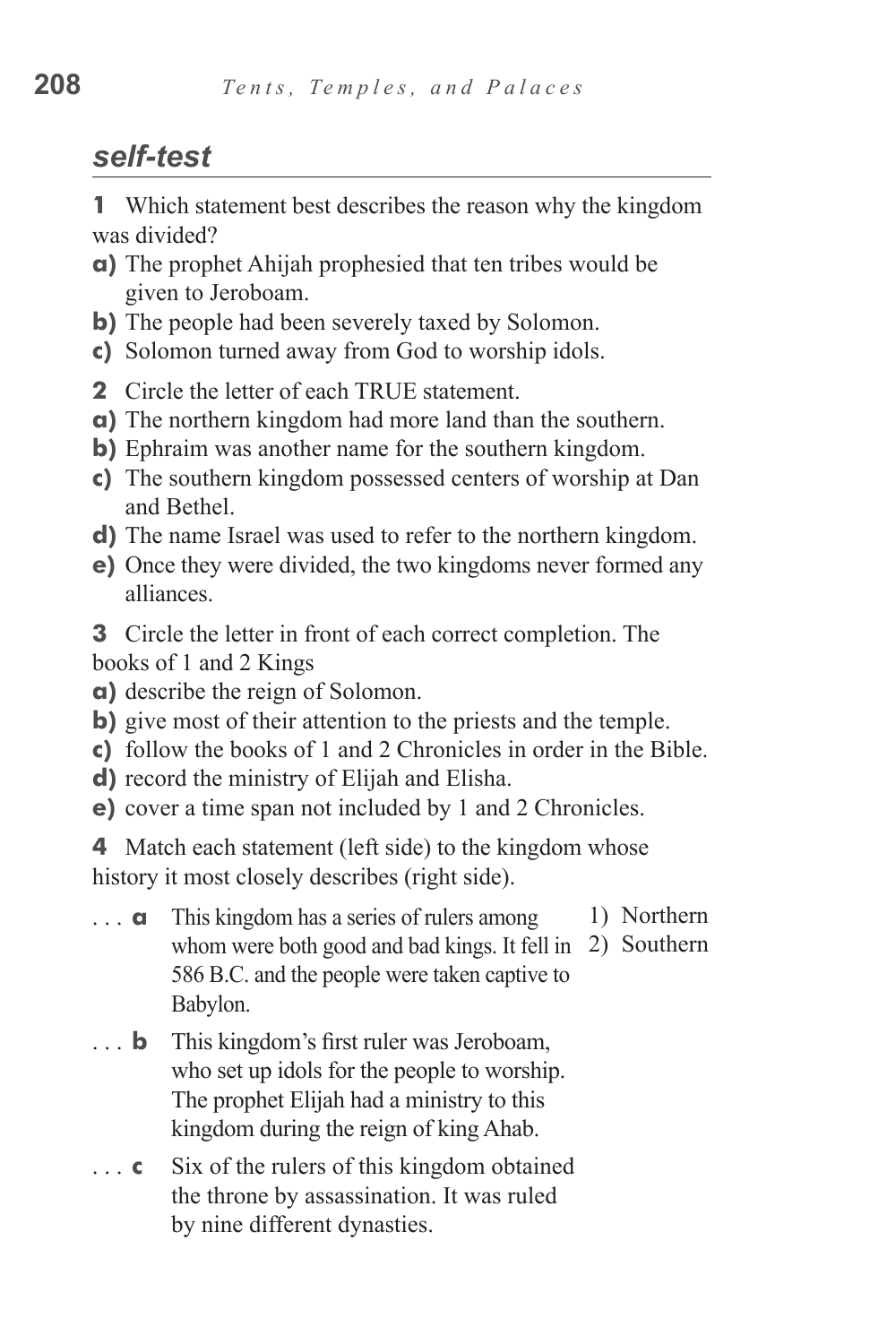## self-test

**1** Which statement best describes the reason why the kingdom was divided?

**a)** The prophet Ahijah prophesied that ten tribes would be given to Jeroboam.
**b)** The people had been severely taxed by Solomon.
**c)** Solomon turned away from God to worship idols.

**2** Circle the letter of each TRUE statement.

**a)** The northern kingdom had more land than the southern.
**b)** Ephraim was another name for the southern kingdom.
**c)** The southern kingdom possessed centers of worship at Dan and Bethel.
**d)** The name Israel was used to refer to the northern kingdom.
**e)** Once they were divided, the two kingdoms never formed any alliances.

**3** Circle the letter in front of each correct completion. The books of 1 and 2 Kings

**a)** describe the reign of Solomon.
**b)** give most of their attention to the priests and the temple.
**c)** follow the books of 1 and 2 Chronicles in order in the Bible.
**d)** record the ministry of Elijah and Elisha.
**e)** cover a time span not included by 1 and 2 Chronicles.

**4** Match each statement (left side) to the kingdom whose history it most closely describes (right side).

. . . **a** This kingdom has a series of rulers among whom were both good and bad kings. It fell in 586 B.C. and the people were taken captive to Babylon.

. . . **b** This kingdom's first ruler was Jeroboam, who set up idols for the people to worship. The prophet Elijah had a ministry to this kingdom during the reign of king Ahab.

. . . **c** Six of the rulers of this kingdom obtained the throne by assassination. It was ruled by nine different dynasties.

1) Northern
2) Southern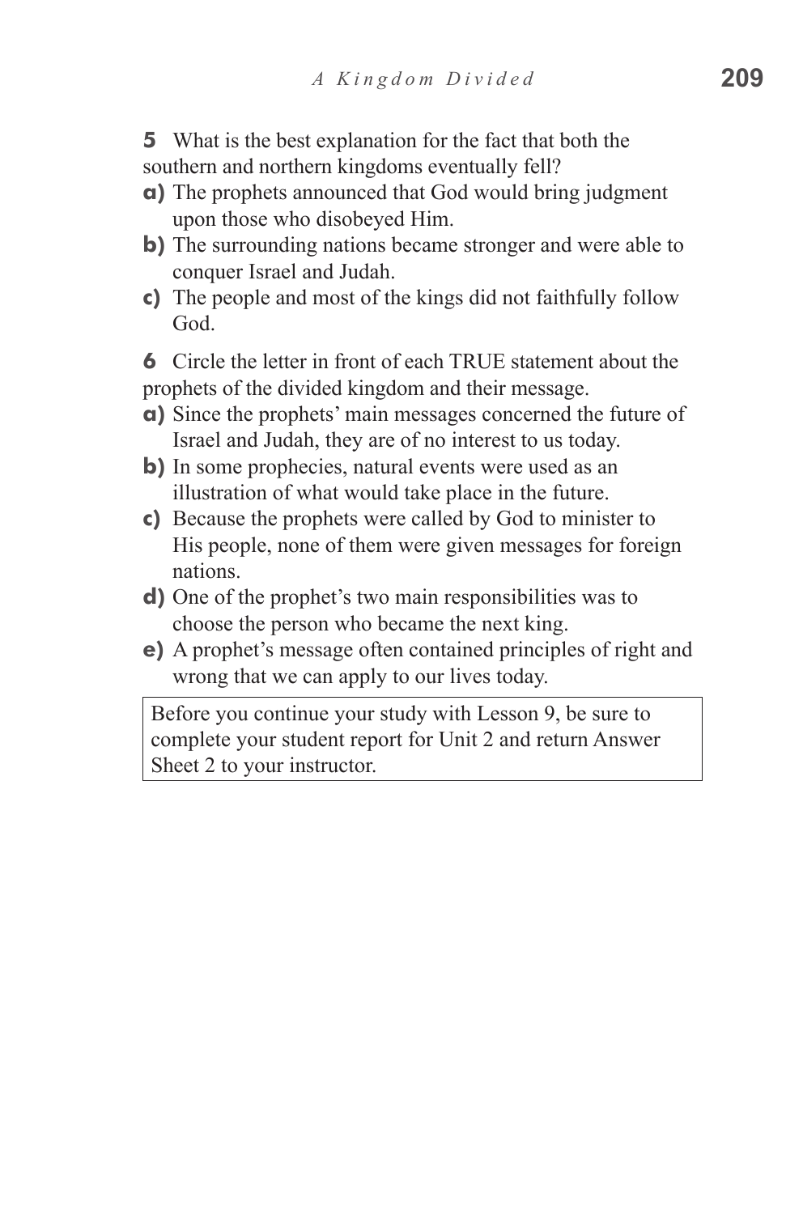**5** What is the best explanation for the fact that both the southern and northern kingdoms eventually fell?

**a)** The prophets announced that God would bring judgment upon those who disobeyed Him.

**b)** The surrounding nations became stronger and were able to conquer Israel and Judah.

**c)** The people and most of the kings did not faithfully follow God.

**6** Circle the letter in front of each TRUE statement about the prophets of the divided kingdom and their message.

**a)** Since the prophets' main messages concerned the future of Israel and Judah, they are of no interest to us today.

**b)** In some prophecies, natural events were used as an illustration of what would take place in the future.

**c)** Because the prophets were called by God to minister to His people, none of them were given messages for foreign nations.

**d)** One of the prophet's two main responsibilities was to choose the person who became the next king.

**e)** A prophet's message often contained principles of right and wrong that we can apply to our lives today.

| Before you continue your study with Lesson 9, be sure to complete your student report for Unit 2 and return Answer Sheet 2 to your instructor. |
|---|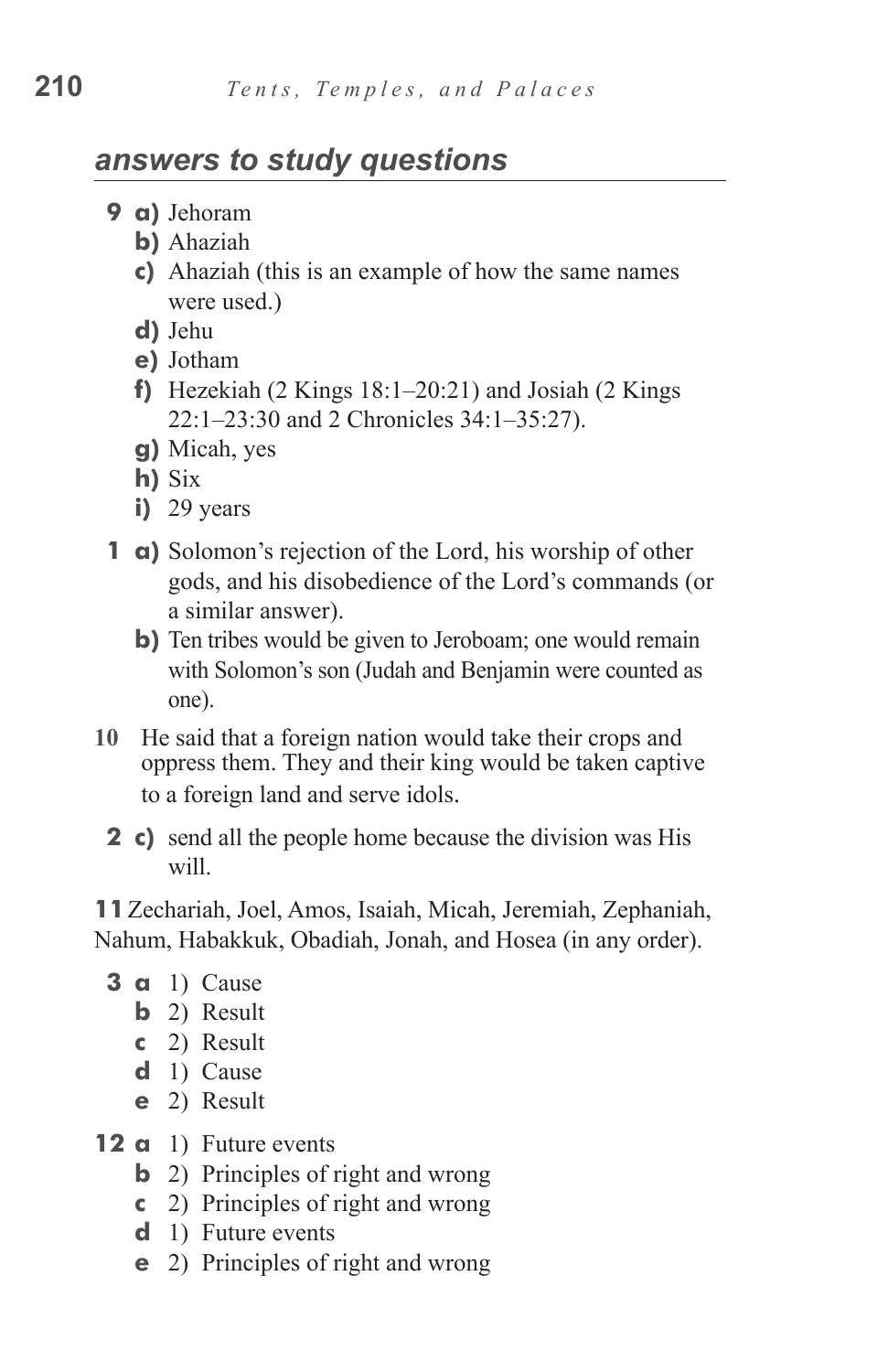## answers to study questions

**9 a)** Jehoram

**b)** Ahaziah

**c)** Ahaziah (this is an example of how the same names were used.)

**d)** Jehu

**e)** Jotham

**f)** Hezekiah (2 Kings 18:1–20:21) and Josiah (2 Kings 22:1–23:30 and 2 Chronicles 34:1–35:27).

**g)** Micah, yes

**h)** Six

**i)** 29 years

**1 a)** Solomon's rejection of the Lord, his worship of other gods, and his disobedience of the Lord's commands (or a similar answer).

**b)** Ten tribes would be given to Jeroboam; one would remain with Solomon's son (Judah and Benjamin were counted as one).

**10** He said that a foreign nation would take their crops and oppress them. They and their king would be taken captive to a foreign land and serve idols.

**2 c)** send all the people home because the division was His will.

**11** Zechariah, Joel, Amos, Isaiah, Micah, Jeremiah, Zephaniah, Nahum, Habakkuk, Obadiah, Jonah, and Hosea (in any order).

**3 a** 1) Cause

**b** 2) Result

**c** 2) Result

**d** 1) Cause

**e** 2) Result

**12 a** 1) Future events

**b** 2) Principles of right and wrong

**c** 2) Principles of right and wrong

**d** 1) Future events

**e** 2) Principles of right and wrong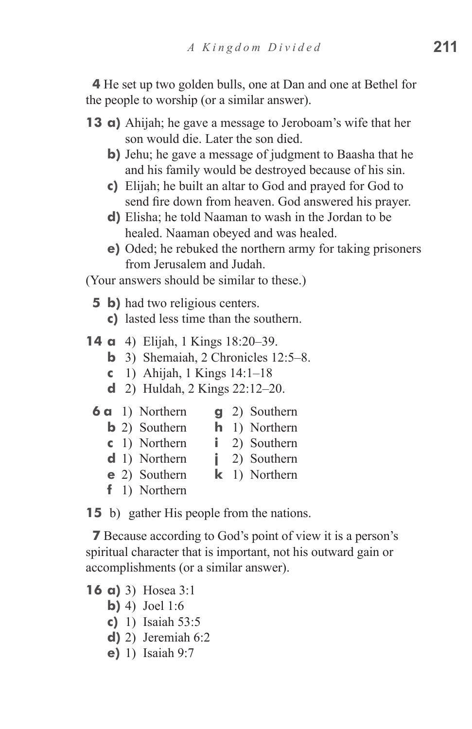**4** He set up two golden bulls, one at Dan and one at Bethel for the people to worship (or a similar answer).

**13 a)** Ahijah; he gave a message to Jeroboam's wife that her son would die. Later the son died.

**b)** Jehu; he gave a message of judgment to Baasha that he and his family would be destroyed because of his sin.

**c)** Elijah; he built an altar to God and prayed for God to send fire down from heaven. God answered his prayer.

**d)** Elisha; he told Naaman to wash in the Jordan to be healed. Naaman obeyed and was healed.

**e)** Oded; he rebuked the northern army for taking prisoners from Jerusalem and Judah.

(Your answers should be similar to these.)

**5 b)** had two religious centers.

**c)** lasted less time than the southern.

**14 a** 4) Elijah, 1 Kings 18:20–39.

**b** 3) Shemaiah, 2 Chronicles 12:5–8.

**c** 1) Ahijah, 1 Kings 14:1–18

**d** 2) Huldah, 2 Kings 22:12–20.

**6 a** 1) Northern

**b** 2) Southern

**c** 1) Northern

**d** 1) Northern

**e** 2) Southern

**f** 1) Northern

**g** 2) Southern

**h** 1) Northern

**i** 2) Southern

**j** 2) Southern

**k** 1) Northern

**15** b) gather His people from the nations.

**7** Because according to God's point of view it is a person's spiritual character that is important, not his outward gain or accomplishments (or a similar answer).

**16 a)** 3) Hosea 3:1

**b)** 4) Joel 1:6

**c)** 1) Isaiah 53:5

**d)** 2) Jeremiah 6:2

**e)** 1) Isaiah 9:7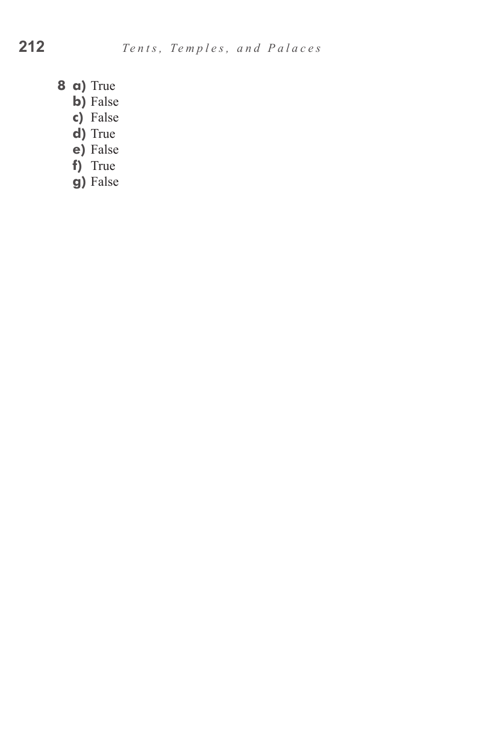**8** **a)** True

**b)** False

**c)** False

**d)** True

**e)** False

**f)** True

**g)** False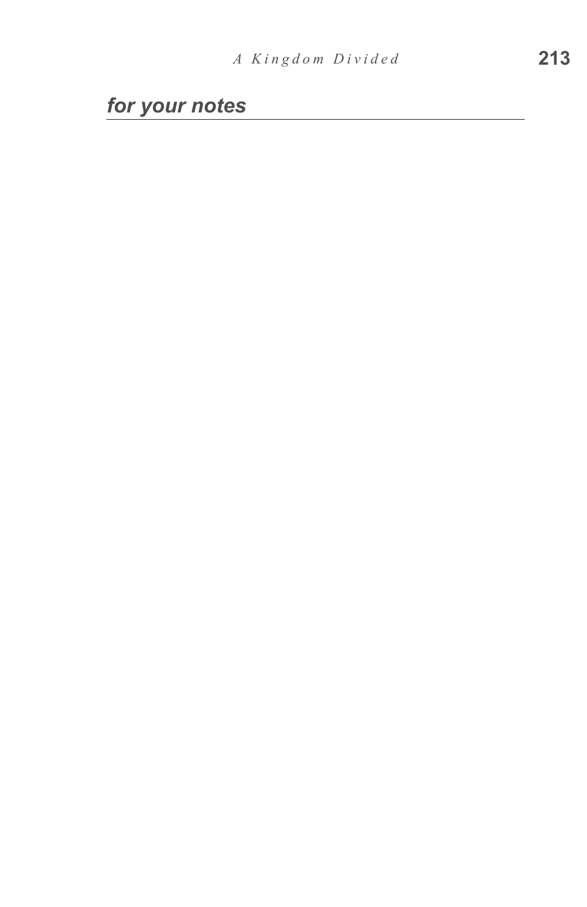***for your notes***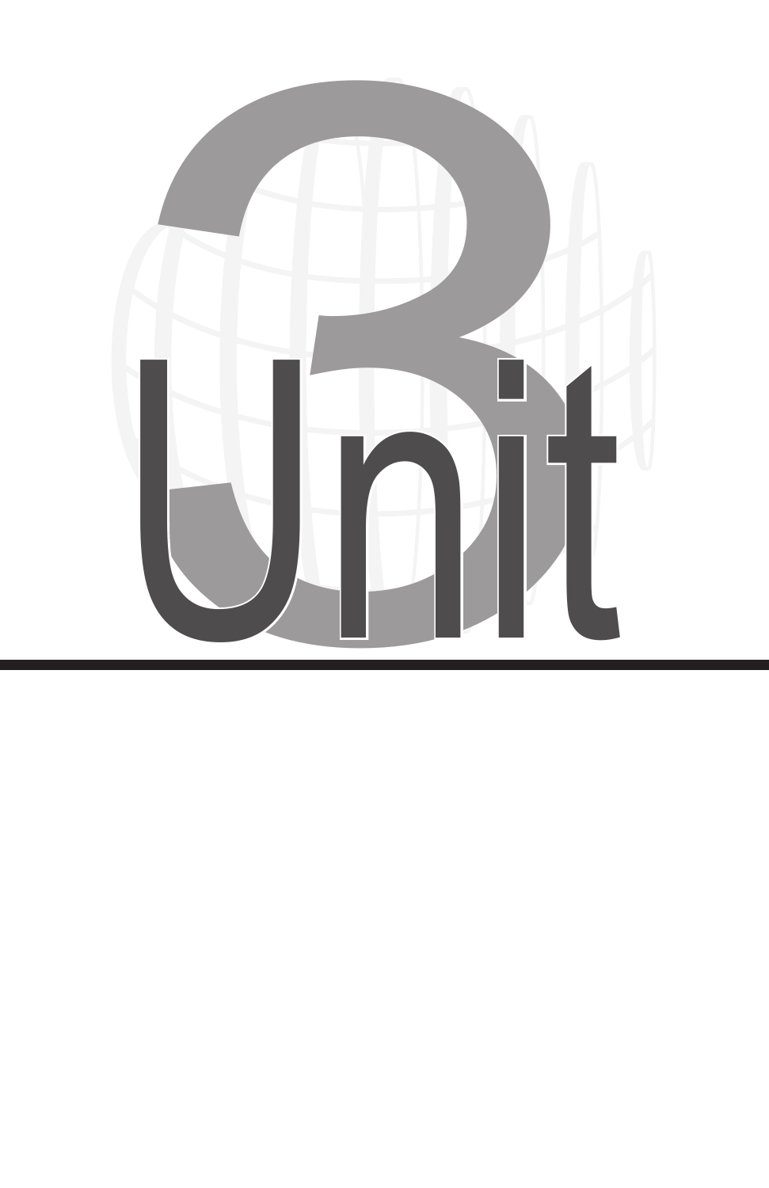# Unit 3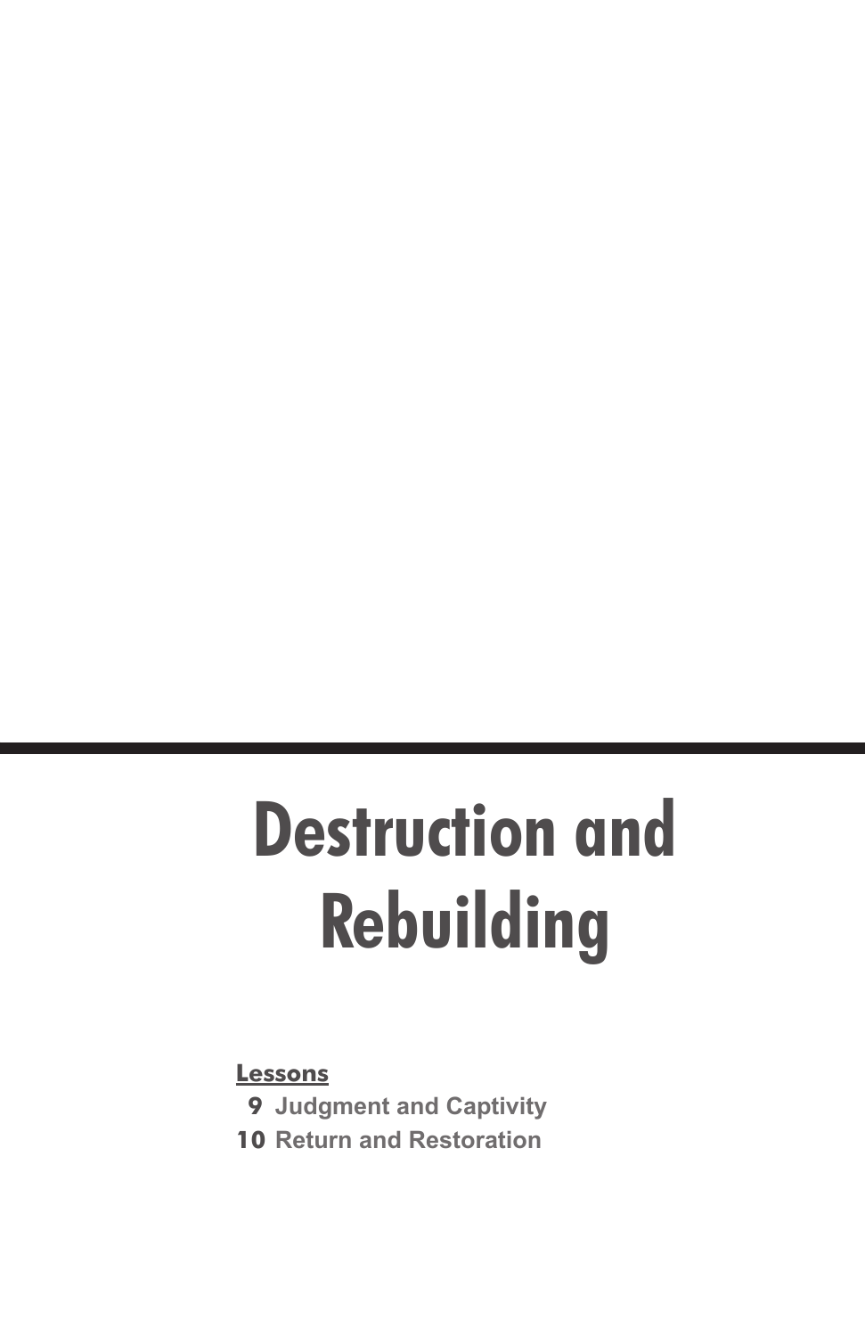# Destruction and Rebuilding

**Lessons**

9 Judgment and Captivity
10 Return and Restoration